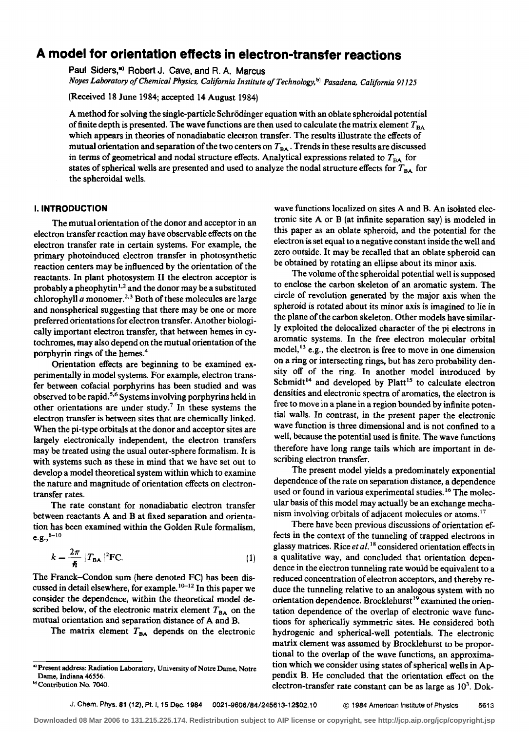# A model for orientation effects in electron-transfer reactions

Paul Siders,[a] Robert J. Cave, and R. A. Marcus

*Noyes Laboratory of Chemical Physics, California Institute of Technology,[b] Pasadena, California 91125*

(Received 18 June 1984; accepted 14 August 1984)

A method for solving the single-particle Schrödinger equation with an oblate spheroidal potential of finite depth is presented. The wave functions are then used to calculate the matrix element $T_{BA}$ which appears in theories of nonadiabatic electron transfer. The results illustrate the effects of mutual orientation and separation of the two centers on $T_{BA}$. Trends in these results are discussed in terms of geometrical and nodal structure effects. Analytical expressions related to $T_{BA}$ for states of spherical wells are presented and used to analyze the nodal structure effects for $T_{BA}$ for the spheroidal wells.

## I. INTRODUCTION

The mutual orientation of the donor and acceptor in an electron transfer reaction may have observable effects on the electron transfer rate in certain systems. For example, the primary photoinduced electron transfer in photosynthetic reaction centers may be influenced by the orientation of the reactants. In plant photosystem II the electron acceptor is probably a pheophytin[1,2] and the donor may be a substituted chlorophyll *a* monomer.[2,3] Both of these molecules are large and nonspherical suggesting that there may be one or more preferred orientations for electron transfer. Another biologically important electron transfer, that between hemes in cytochromes, may also depend on the mutual orientation of the porphyrin rings of the hemes.[4]

Orientation effects are beginning to be examined experimentally in model systems. For example, electron transfer between cofacial porphyrins has been studied and was observed to be rapid.[5,6] Systems involving porphyrins held in other orientations are under study.[7] In these systems the electron transfer is between sites that are chemically linked. When the pi-type orbitals at the donor and acceptor sites are largely electronically independent, the electron transfers may be treated using the usual outer-sphere formalism. It is with systems such as these in mind that we have set out to develop a model theoretical system within which to examine the nature and magnitude of orientation effects on electron-transfer rates.

The rate constant for nonadiabatic electron transfer between reactants A and B at fixed separation and orientation has been examined within the Golden Rule formalism, e.g.,[8-10]

$$k = \frac{2\pi}{\hbar} |T_{BA}|^2 \mathrm{FC}. \tag{1}$$

The Franck–Condon sum (here denoted FC) has been discussed in detail elsewhere, for example.[10-12] In this paper we consider the dependence, within the theoretical model described below, of the electronic matrix element $T_{BA}$ on the mutual orientation and separation distance of A and B.

The matrix element $T_{BA}$ depends on the electronic wave functions localized on sites A and B. An isolated electronic site A or B (at infinite separation say) is modeled in this paper as an oblate spheroid, and the potential for the electron is set equal to a negative constant inside the well and zero outside. It may be recalled that an oblate spheroid can be obtained by rotating an ellipse about its minor axis.

The volume of the spheroidal potential well is supposed to enclose the carbon skeleton of an aromatic system. The circle of revolution generated by the major axis when the spheroid is rotated about its minor axis is imagined to lie in the plane of the carbon skeleton. Other models have similarly exploited the delocalized character of the pi electrons in aromatic systems. In the free electron molecular orbital model,[13] e.g., the electron is free to move in one dimension on a ring or intersecting rings, but has zero probability density off of the ring. In another model introduced by Schmidt[14] and developed by Platt[15] to calculate electron densities and electronic spectra of aromatics, the electron is free to move in a plane in a region bounded by infinite potential walls. In contrast, in the present paper the electronic wave function is three dimensional and is not confined to a well, because the potential used is finite. The wave functions therefore have long range tails which are important in describing electron transfer.

The present model yields a predominately exponential dependence of the rate on separation distance, a dependence used or found in various experimental studies.[16] The molecular basis of this model may actually be an exchange mechanism involving orbitals of adjacent molecules or atoms.[17]

There have been previous discussions of orientation effects in the context of the tunneling of trapped electrons in glassy matrices. Rice *et al.*[18] considered orientation effects in a qualitative way, and concluded that orientation dependence in the electron tunneling rate would be equivalent to a reduced concentration of electron acceptors, and thereby reduce the tunneling relative to an analogous system with no orientation dependence. Brocklehurst[19] examined the orientation dependence of the overlap of electronic wave functions for spherically symmetric sites. He considered both hydrogenic and spherical-well potentials. The electronic matrix element was assumed by Brocklehurst to be proportional to the overlap of the wave functions, an approximation which we consider using states of spherical wells in Appendix B. He concluded that the orientation effect on the electron-transfer rate constant can be as large as $10^3$. Dok-

[a] Present address: Radiation Laboratory, University of Notre Dame, Notre Dame, Indiana 46556.

[b] Contribution No. 7040.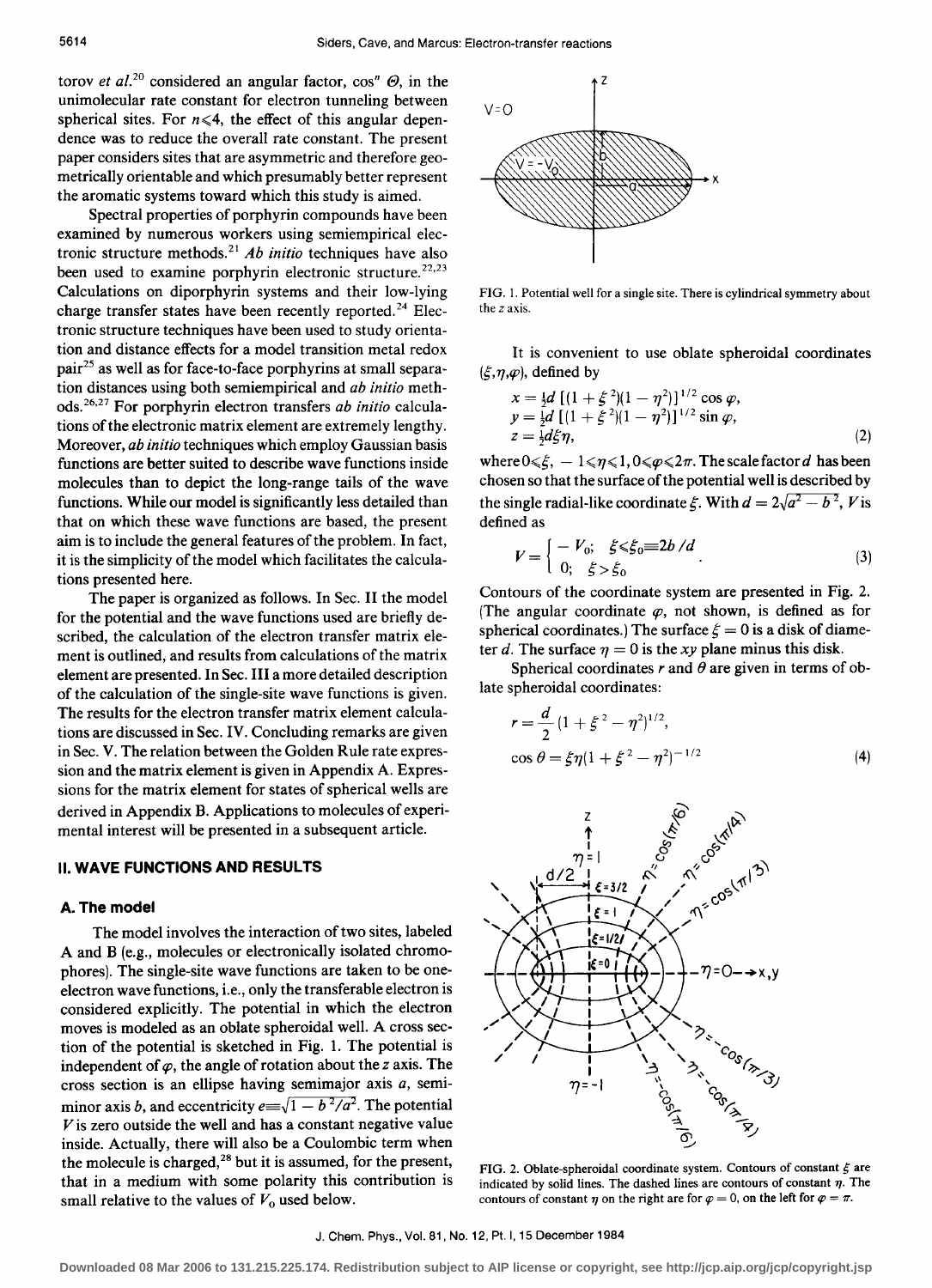torotov *et al.*[20] considered an angular factor, $\cos^n \Theta$, in the unimolecular rate constant for electron tunneling between spherical sites. For $n \leqslant 4$, the effect of this angular dependence was to reduce the overall rate constant. The present paper considers sites that are asymmetric and therefore geometrically orientable and which presumably better represent the aromatic systems toward which this study is aimed.

Spectral properties of porphyrin compounds have been examined by numerous workers using semiempirical electronic structure methods.[21] *Ab initio* techniques have also been used to examine porphyrin electronic structure.[22,23] Calculations on diporphyrin systems and their low-lying charge transfer states have been recently reported.[24] Electronic structure techniques have been used to study orientation and distance effects for a model transition metal redox pair[25] as well as for face-to-face porphyrins at small separation distances using both semiempirical and *ab initio* methods.[26,27] For porphyrin electron transfers *ab initio* calculations of the electronic matrix element are extremely lengthy. Moreover, *ab initio* techniques which employ Gaussian basis functions are better suited to describe wave functions inside molecules than to depict the long-range tails of the wave functions. While our model is significantly less detailed than that on which these wave functions are based, the present aim is to include the general features of the problem. In fact, it is the simplicity of the model which facilitates the calculations presented here.

The paper is organized as follows. In Sec. II the model for the potential and the wave functions used are briefly described, the calculation of the electron transfer matrix element is outlined, and results from calculations of the matrix element are presented. In Sec. III a more detailed description of the calculation of the single-site wave functions is given. The results for the electron transfer matrix element calculations are discussed in Sec. IV. Concluding remarks are given in Sec. V. The relation between the Golden Rule rate expression and the matrix element is given in Appendix A. Expressions for the matrix element for states of spherical wells are derived in Appendix B. Applications to molecules of experimental interest will be presented in a subsequent article.

## II. WAVE FUNCTIONS AND RESULTS

### A. The model

The model involves the interaction of two sites, labeled A and B (e.g., molecules or electronically isolated chromophores). The single-site wave functions are taken to be one-electron wave functions, i.e., only the transferable electron is considered explicitly. The potential in which the electron moves is modeled as an oblate spheroidal well. A cross section of the potential is sketched in Fig. 1. The potential is independent of $\varphi$, the angle of rotation about the $z$ axis. The cross section is an ellipse having semimajor axis $a$, semiminor axis $b$, and eccentricity $e \equiv \sqrt{1 - b^2/a^2}$. The potential $V$ is zero outside the well and has a constant negative value inside. Actually, there will also be a Coulombic term when the molecule is charged,[28] but it is assumed, for the present, that in a medium with some polarity this contribution is small relative to the values of $V_0$ used below.

FIG. 1. Potential well for a single site. There is cylindrical symmetry about the $z$ axis.

It is convenient to use oblate spheroidal coordinates $(\xi, \eta, \varphi)$, defined by

$$
\begin{aligned}
x &= \tfrac{1}{2} d\,[(1+\xi^2)(1-\eta^2)]^{1/2} \cos\varphi, \\
y &= \tfrac{1}{2} d\,[(1+\xi^2)(1-\eta^2)]^{1/2} \sin\varphi, \\
z &= \tfrac{1}{2} d \xi \eta,
\end{aligned}
\tag{2}
$$

where $0 \leqslant \xi$, $-1 \leqslant \eta \leqslant 1$, $0 \leqslant \varphi \leqslant 2\pi$. The scale factor $d$ has been chosen so that the surface of the potential well is described by the single radial-like coordinate $\xi$. With $d = 2\sqrt{a^2 - b^2}$, $V$ is defined as

$$
V = \begin{cases} -V_0; & \xi \leqslant \xi_0 \equiv 2b/d \\ 0; & \xi > \xi_0 \end{cases}.
\tag{3}
$$

Contours of the coordinate system are presented in Fig. 2. (The angular coordinate $\varphi$, not shown, is defined as for spherical coordinates.) The surface $\xi = 0$ is a disk of diameter $d$. The surface $\eta = 0$ is the $xy$ plane minus this disk.

Spherical coordinates $r$ and $\theta$ are given in terms of oblate spheroidal coordinates:

$$
\begin{aligned}
r &= \frac{d}{2}(1 + \xi^2 - \eta^2)^{1/2}, \\
\cos\theta &= \xi\eta(1 + \xi^2 - \eta^2)^{-1/2}
\end{aligned}
\tag{4}
$$

FIG. 2. Oblate-spheroidal coordinate system. Contours of constant $\xi$ are indicated by solid lines. The dashed lines are contours of constant $\eta$. The contours of constant $\eta$ on the right are for $\varphi = 0$, on the left for $\varphi = \pi$.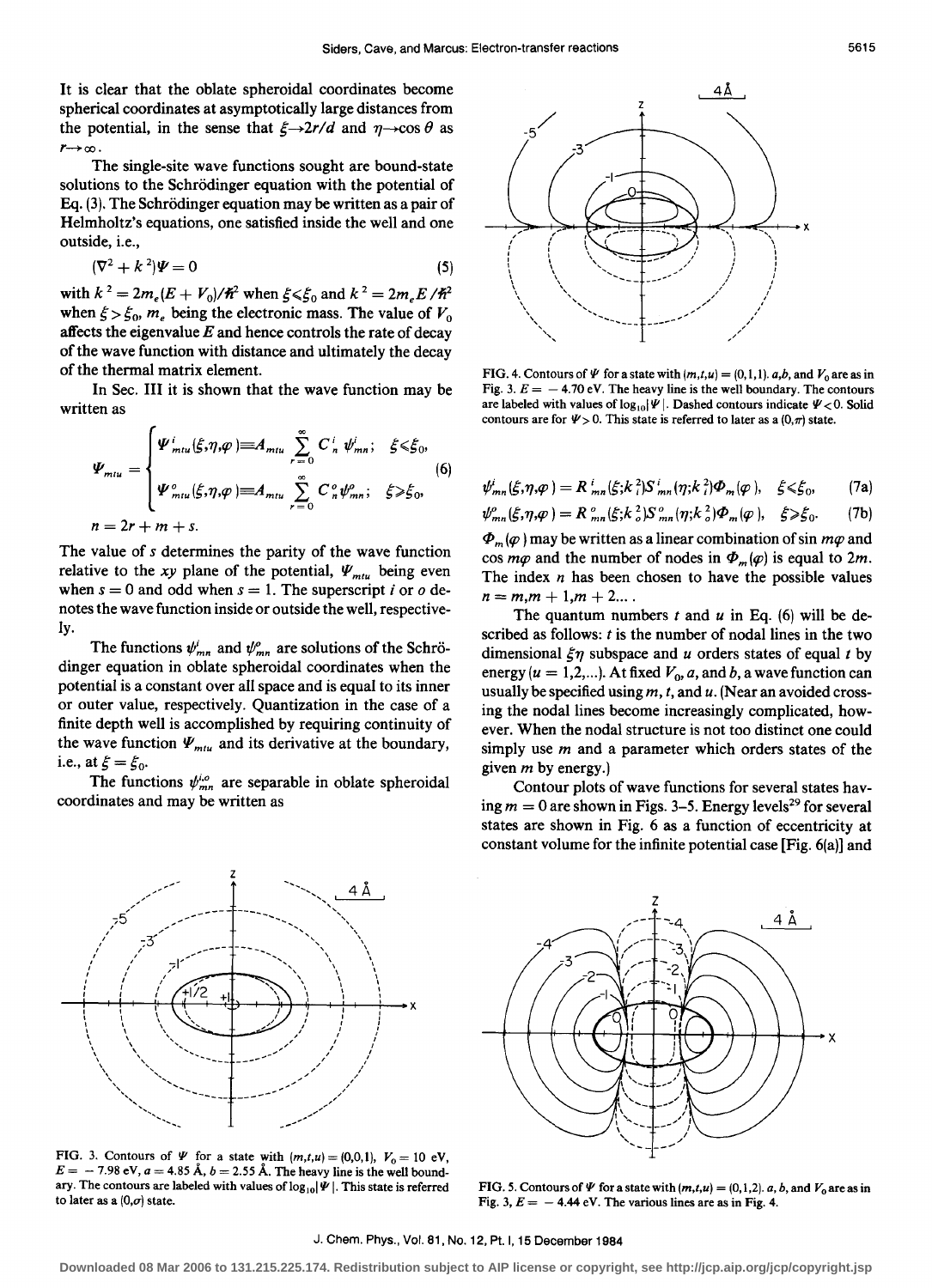It is clear that the oblate spheroidal coordinates become spherical coordinates at asymptotically large distances from the potential, in the sense that $\xi \to 2r/d$ and $\eta \to \cos\theta$ as $r \to \infty$.

The single-site wave functions sought are bound-state solutions to the Schrödinger equation with the potential of Eq. (3). The Schrödinger equation may be written as a pair of Helmholtz's equations, one satisfied inside the well and one outside, i.e.,

$$(\nabla^2 + k^2)\Psi = 0 \tag{5}$$

with $k^2 = 2m_e(E + V_0)/\hbar^2$ when $\xi \leqslant \xi_0$ and $k^2 = 2m_e E/\hbar^2$ when $\xi > \xi_0$, $m_e$ being the electronic mass. The value of $V_0$ affects the eigenvalue $E$ and hence controls the rate of decay of the wave function with distance and ultimately the decay of the thermal matrix element.

In Sec. III it is shown that the wave function may be written as

$$\Psi_{mtu} = \begin{cases} \Psi^i_{mtu}(\xi,\eta,\varphi) \equiv A_{mtu} \sum_{r=0}^{\infty} C^i_n \psi^i_{mn}; & \xi \leqslant \xi_0, \\ \Psi^o_{mtu}(\xi,\eta,\varphi) \equiv A_{mtu} \sum_{r=0}^{\infty} C^o_n \psi^o_{mn}; & \xi \geqslant \xi_0, \end{cases} \tag{6}$$

$$n = 2r + m + s.$$

The value of $s$ determines the parity of the wave function relative to the $xy$ plane of the potential, $\Psi_{mtu}$ being even when $s = 0$ and odd when $s = 1$. The superscript $i$ or $o$ denotes the wave function inside or outside the well, respectively.

The functions $\psi^i_{mn}$ and $\psi^o_{mn}$ are solutions of the Schrödinger equation in oblate spheroidal coordinates when the potential is a constant over all space and is equal to its inner or outer value, respectively. Quantization in the case of a finite depth well is accomplished by requiring continuity of the wave function $\Psi_{mtu}$ and its derivative at the boundary, i.e., at $\xi = \xi_0$.

The functions $\psi^{i,o}_{mn}$ are separable in oblate spheroidal coordinates and may be written as

FIG. 3. Contours of $\Psi$ for a state with $(m,t,u) = (0,0,1)$, $V_0 = 10$ eV, $E = -7.98$ eV, $a = 4.85$ Å, $b = 2.55$ Å. The heavy line is the well boundary. The contours are labeled with values of $\log_{10}|\Psi|$. This state is referred to later as a $(0,\sigma)$ state.

FIG. 4. Contours of $\Psi$ for a state with $(m,t,u) = (0,1,1)$. $a$, $b$, and $V_0$ are as in Fig. 3. $E = -4.70$ eV. The heavy line is the well boundary. The contours are labeled with values of $\log_{10}|\Psi|$. Dashed contours indicate $\Psi < 0$. Solid contours are for $\Psi > 0$. This state is referred to later as a $(0,\pi)$ state.

$$\psi^i_{mn}(\xi,\eta,\varphi) = R^i_{mn}(\xi;k^2_i) S^i_{mn}(\eta;k^2_i) \Phi_m(\varphi), \quad \xi \leqslant \xi_0, \tag{7a}$$

$$\psi^o_{mn}(\xi,\eta,\varphi) = R^o_{mn}(\xi;k^2_o) S^o_{mn}(\eta;k^2_o) \Phi_m(\varphi), \quad \xi \geqslant \xi_0. \tag{7b}$$

$\Phi_m(\varphi)$ may be written as a linear combination of $\sin m\varphi$ and $\cos m\varphi$ and the number of nodes in $\Phi_m(\varphi)$ is equal to $2m$. The index $n$ has been chosen to have the possible values $n = m, m+1, m+2, \ldots$.

The quantum numbers $t$ and $u$ in Eq. (6) will be described as follows: $t$ is the number of nodal lines in the two dimensional $\xi\eta$ subspace and $u$ orders states of equal $t$ by energy ($u = 1,2,\ldots$). At fixed $V_0$, $a$, and $b$, a wave function can usually be specified using $m$, $t$, and $u$. (Near an avoided crossing the nodal lines become increasingly complicated, however. When the nodal structure is not too distinct one could simply use $m$ and a parameter which orders states of the given $m$ by energy.)

Contour plots of wave functions for several states having $m = 0$ are shown in Figs. 3–5. Energy levels[29] for several states are shown in Fig. 6 as a function of eccentricity at constant volume for the infinite potential case [Fig. 6(a)] and

FIG. 5. Contours of $\Psi$ for a state with $(m,t,u) = (0,1,2)$. $a$, $b$, and $V_0$ are as in Fig. 3, $E = -4.44$ eV. The various lines are as in Fig. 4.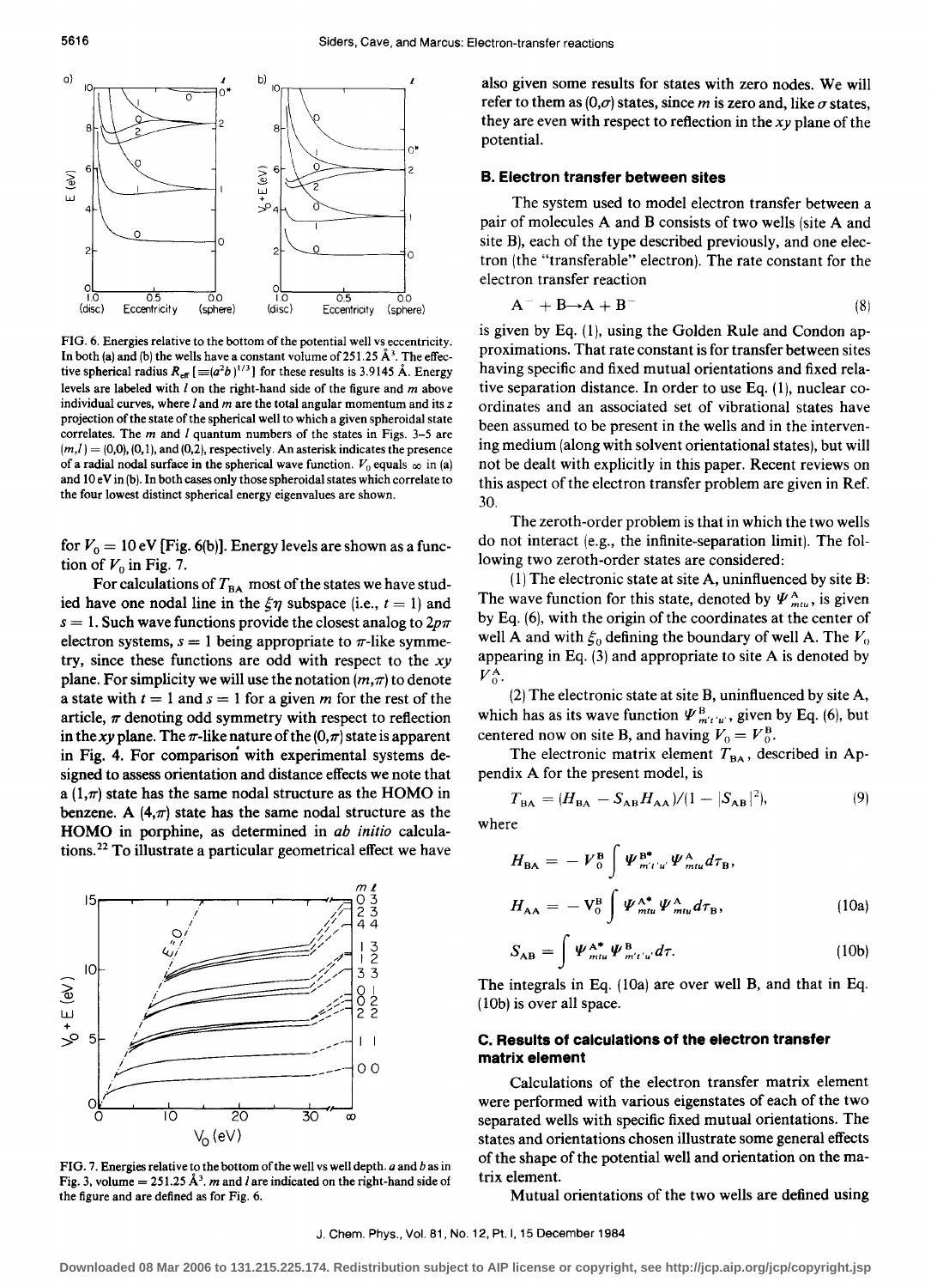FIG. 6. Energies relative to the bottom of the potential well vs eccentricity. In both (a) and (b) the wells have a constant volume of 251.25 Å$^3$. The effective spherical radius $R_{\rm eff}$ [$\equiv (a^2b)^{1/3}$] for these results is 3.9145 Å. Energy levels are labeled with $l$ on the right-hand side of the figure and $m$ above individual curves, where $l$ and $m$ are the total angular momentum and its $z$ projection of the state of the spherical well to which a given spheroidal state correlates. The $m$ and $l$ quantum numbers of the states in Figs. 3–5 are $(m,l) = (0,0)$, $(0,1)$, and $(0,2)$, respectively. An asterisk indicates the presence of a radial nodal surface in the spherical wave function. $V_0$ equals $\infty$ in (a) and 10 eV in (b). In both cases only those spheroidal states which correlate to the four lowest distinct spherical energy eigenvalues are shown.

for $V_0 = 10$ eV [Fig. 6(b)]. Energy levels are shown as a function of $V_0$ in Fig. 7.

For calculations of $T_{\rm BA}$ most of the states we have studied have one nodal line in the $\xi\eta$ subspace (i.e., $t = 1$) and $s = 1$. Such wave functions provide the closest analog to $2p\pi$ electron systems, $s = 1$ being appropriate to $\pi$-like symmetry, since these functions are odd with respect to the $xy$ plane. For simplicity we will use the notation $(m,\pi)$ to denote a state with $t = 1$ and $s = 1$ for a given $m$ for the rest of the article, $\pi$ denoting odd symmetry with respect to reflection in the $xy$ plane. The $\pi$-like nature of the $(0,\pi)$ state is apparent in Fig. 4. For comparison with experimental systems designed to assess orientation and distance effects we note that a $(1,\pi)$ state has the same nodal structure as the HOMO in benzene. A $(4,\pi)$ state has the same nodal structure as the HOMO in porphine, as determined in *ab initio* calculations.[22] To illustrate a particular geometrical effect we have also given some results for states with zero nodes. We will refer to them as $(0,\sigma)$ states, since $m$ is zero and, like $\sigma$ states, they are even with respect to reflection in the $xy$ plane of the potential.

FIG. 7. Energies relative to the bottom of the well vs well depth. $a$ and $b$ as in Fig. 3, volume = 251.25 Å$^3$. $m$ and $l$ are indicated on the right-hand side of the figure and are defined as for Fig. 6.

### B. Electron transfer between sites

The system used to model electron transfer between a pair of molecules A and B consists of two wells (site A and site B), each of the type described previously, and one electron (the "transferable" electron). The rate constant for the electron transfer reaction

$$A^- + B \rightarrow A + B^- \tag{8}$$

is given by Eq. (1), using the Golden Rule and Condon approximations. That rate constant is for transfer between sites having specific and fixed mutual orientations and fixed relative separation distance. In order to use Eq. (1), nuclear coordinates and an associated set of vibrational states have been assumed to be present in the wells and in the intervening medium (along with solvent orientational states), but will not be dealt with explicitly in this paper. Recent reviews on this aspect of the electron transfer problem are given in Ref. 30.

The zeroth-order problem is that in which the two wells do not interact (e.g., the infinite-separation limit). The following two zeroth-order states are considered:

(1) The electronic state at site A, uninfluenced by site B: The wave function for this state, denoted by $\Psi^{\rm A}_{mtu}$, is given by Eq. (6), with the origin of the coordinates at the center of well A and with $\xi_0$ defining the boundary of well A. The $V_0$ appearing in Eq. (3) and appropriate to site A is denoted by $V^{\rm A}_0$.

(2) The electronic state at site B, uninfluenced by site A, which has as its wave function $\Psi^{\rm B}_{m't'u'}$, given by Eq. (6), but centered now on site B, and having $V_0 = V^{\rm B}_0$.

The electronic matrix element $T_{\rm BA}$, described in Appendix A for the present model, is

$$T_{\rm BA} = (H_{\rm BA} - S_{\rm AB} H_{\rm AA})/(1 - |S_{\rm AB}|^2), \tag{9}$$

where

$$H_{\rm BA} = -V^{\rm B}_0 \int \Psi^{\rm B*}_{m't'u'} \Psi^{\rm A}_{mtu} d\tau_{\rm B},$$

$$H_{\rm AA} = -V^{\rm B}_0 \int \Psi^{\rm A*}_{mtu} \Psi^{\rm A}_{mtu} d\tau_{\rm B}, \tag{10a}$$

$$S_{\rm AB} = \int \Psi^{\rm A*}_{mtu} \Psi^{\rm B}_{m't'u'} d\tau. \tag{10b}$$

The integrals in Eq. (10a) are over well B, and that in Eq. (10b) is over all space.

### C. Results of calculations of the electron transfer matrix element

Calculations of the electron transfer matrix element were performed with various eigenstates of each of the two separated wells with specific fixed mutual orientations. The states and orientations chosen illustrate some general effects of the shape of the potential well and orientation on the matrix element.

Mutual orientations of the two wells are defined using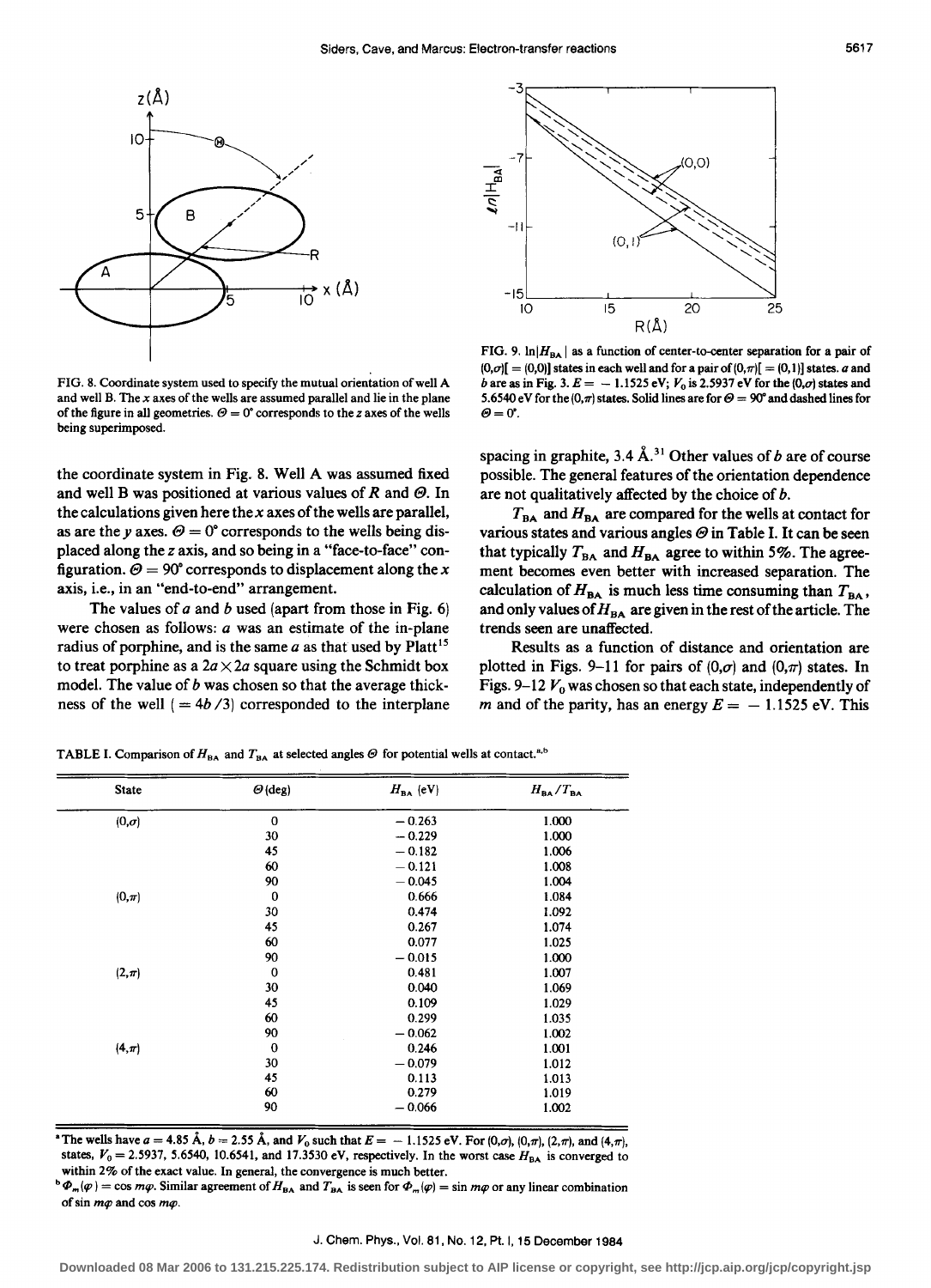FIG. 8. Coordinate system used to specify the mutual orientation of well A and well B. The $x$ axes of the wells are assumed parallel and lie in the plane of the figure in all geometries. $\Theta = 0°$ corresponds to the $z$ axes of the wells being superimposed.

FIG. 9. $\ln|H_{BA}|$ as a function of center-to-center separation for a pair of $(0,\sigma)[= (0,0)]$ states in each well and for a pair of $(0,\pi)[= (0,1)]$ states. $a$ and $b$ are as in Fig. 3. $E = -1.1525$ eV; $V_0$ is 2.5937 eV for the $(0,\sigma)$ states and 5.6540 eV for the $(0,\pi)$ states. Solid lines are for $\Theta = 90°$ and dashed lines for $\Theta = 0°$.

the coordinate system in Fig. 8. Well A was assumed fixed and well B was positioned at various values of $R$ and $\Theta$. In the calculations given here the $x$ axes of the wells are parallel, as are the $y$ axes. $\Theta = 0°$ corresponds to the wells being displaced along the $z$ axis, and so being in a "face-to-face" configuration. $\Theta = 90°$ corresponds to displacement along the $x$ axis, i.e., in an "end-to-end" arrangement.

The values of $a$ and $b$ used (apart from those in Fig. 6) were chosen as follows: $a$ was an estimate of the in-plane radius of porphine, and is the same $a$ as that used by Platt[15] to treat porphine as a $2a \times 2a$ square using the Schmidt box model. The value of $b$ was chosen so that the average thickness of the well ($= 4b/3$) corresponded to the interplane spacing in graphite, 3.4 Å.[31] Other values of $b$ are of course possible. The general features of the orientation dependence are not qualitatively affected by the choice of $b$.

$T_{BA}$ and $H_{BA}$ are compared for the wells at contact for various states and various angles $\Theta$ in Table I. It can be seen that typically $T_{BA}$ and $H_{BA}$ agree to within 5%. The agreement becomes even better with increased separation. The calculation of $H_{BA}$ is much less time consuming than $T_{BA}$, and only values of $H_{BA}$ are given in the rest of the article. The trends seen are unaffected.

Results as a function of distance and orientation are plotted in Figs. 9–11 for pairs of $(0,\sigma)$ and $(0,\pi)$ states. In Figs. 9–12 $V_0$ was chosen so that each state, independently of $m$ and of the parity, has an energy $E = -1.1525$ eV. This

TABLE I. Comparison of $H_{BA}$ and $T_{BA}$ at selected angles $\Theta$ for potential wells at contact.[a,b]

| State | $\Theta$ (deg) | $H_{BA}$ (eV) | $H_{BA}/T_{BA}$ |
|---|---|---|---|
| $(0,\sigma)$ | 0 | −0.263 | 1.000 |
| | 30 | −0.229 | 1.000 |
| | 45 | −0.182 | 1.006 |
| | 60 | −0.121 | 1.008 |
| | 90 | −0.045 | 1.004 |
| $(0,\pi)$ | 0 | 0.666 | 1.084 |
| | 30 | 0.474 | 1.092 |
| | 45 | 0.267 | 1.074 |
| | 60 | 0.077 | 1.025 |
| | 90 | −0.015 | 1.000 |
| $(2,\pi)$ | 0 | 0.481 | 1.007 |
| | 30 | 0.040 | 1.069 |
| | 45 | 0.109 | 1.029 |
| | 60 | 0.299 | 1.035 |
| | 90 | −0.062 | 1.002 |
| $(4,\pi)$ | 0 | 0.246 | 1.001 |
| | 30 | −0.079 | 1.012 |
| | 45 | 0.113 | 1.013 |
| | 60 | 0.279 | 1.019 |
| | 90 | −0.066 | 1.002 |

[a] The wells have $a = 4.85$ Å, $b = 2.55$ Å, and $V_0$ such that $E = -1.1525$ eV. For $(0,\sigma)$, $(0,\pi)$, $(2,\pi)$, and $(4,\pi)$, states, $V_0 = 2.5937$, 5.6540, 10.6541, and 17.3530 eV, respectively. In the worst case $H_{BA}$ is converged to within 2% of the exact value. In general, the convergence is much better.

[b] $\Phi_m(\varphi) = \cos m\varphi$. Similar agreement of $H_{BA}$ and $T_{BA}$ is seen for $\Phi_m(\varphi) = \sin m\varphi$ or any linear combination of $\sin m\varphi$ and $\cos m\varphi$.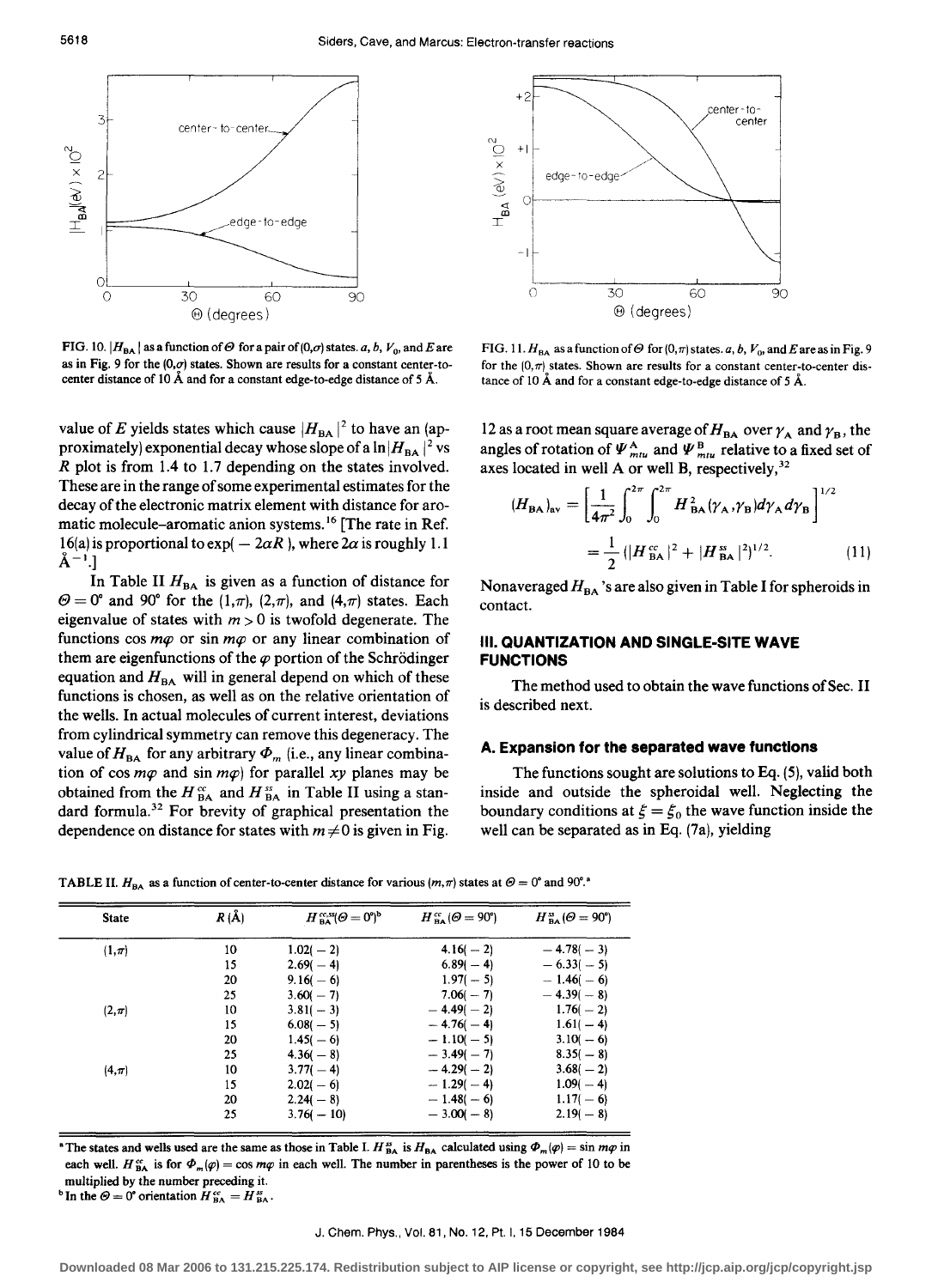FIG. 10. $|H_{BA}|$ as a function of $\Theta$ for a pair of $(0,\sigma)$ states. $a$, $b$, $V_0$, and $E$ are as in Fig. 9 for the $(0,\sigma)$ states. Shown are results for a constant center-to-center distance of 10 Å and for a constant edge-to-edge distance of 5 Å.

FIG. 11. $H_{BA}$ as a function of $\Theta$ for $(0,\pi)$ states. $a$, $b$, $V_0$, and $E$ are as in Fig. 9 for the $(0,\pi)$ states. Shown are results for a constant center-to-center distance of 10 Å and for a constant edge-to-edge distance of 5 Å.

value of $E$ yields states which cause $|H_{BA}|^2$ to have an (approximately) exponential decay whose slope of a $\ln|H_{BA}|^2$ vs $R$ plot is from 1.4 to 1.7 depending on the states involved. These are in the range of some experimental estimates for the decay of the electronic matrix element with distance for aromatic molecule–aromatic anion systems.[16] [The rate in Ref. 16(a) is proportional to $\exp(-2\alpha R)$, where $2\alpha$ is roughly 1.1 Å$^{-1}$.]

In Table II $H_{BA}$ is given as a function of distance for $\Theta = 0°$ and 90° for the $(1,\pi)$, $(2,\pi)$, and $(4,\pi)$ states. Each eigenvalue of states with $m > 0$ is twofold degenerate. The functions $\cos m\varphi$ or $\sin m\varphi$ or any linear combination of them are eigenfunctions of the $\varphi$ portion of the Schrödinger equation and $H_{BA}$ will in general depend on which of these functions is chosen, as well as on the relative orientation of the wells. In actual molecules of current interest, deviations from cylindrical symmetry can remove this degeneracy. The value of $H_{BA}$ for any arbitrary $\Phi_m$ (i.e., any linear combination of $\cos m\varphi$ and $\sin m\varphi$) for parallel $xy$ planes may be obtained from the $H_{BA}^{cc}$ and $H_{BA}^{ss}$ in Table II using a standard formula.[32] For brevity of graphical presentation the dependence on distance for states with $m \neq 0$ is given in Fig. 12 as a root mean square average of $H_{BA}$ over $\gamma_A$ and $\gamma_B$, the angles of rotation of $\Psi_{mtu}^A$ and $\Psi_{mtu}^B$ relative to a fixed set of axes located in well A or well B, respectively,[32]

$$(H_{BA})_{av} = \left[\frac{1}{4\pi^2}\int_0^{2\pi}\int_0^{2\pi} H_{BA}^2(\gamma_A,\gamma_B)\,d\gamma_A\,d\gamma_B\right]^{1/2} = \frac{1}{2}\left(|H_{BA}^{cc}|^2 + |H_{BA}^{ss}|^2\right)^{1/2}. \tag{11}$$

Nonaveraged $H_{BA}$'s are also given in Table I for spheroids in contact.

## III. QUANTIZATION AND SINGLE-SITE WAVE FUNCTIONS

The method used to obtain the wave functions of Sec. II is described next.

### A. Expansion for the separated wave functions

The functions sought are solutions to Eq. (5), valid both inside and outside the spheroidal well. Neglecting the boundary conditions at $\xi = \xi_0$ the wave function inside the well can be separated as in Eq. (7a), yielding

TABLE II. $H_{BA}$ as a function of center-to-center distance for various $(m,\pi)$ states at $\Theta = 0°$ and 90°.[a]

| State | $R$ (Å) | $H_{BA}^{cc,ss}(\Theta = 0°)$[b] | $H_{BA}^{cc}(\Theta = 90°)$ | $H_{BA}^{ss}(\Theta = 90°)$ |
|---|---|---|---|---|
| $(1,\pi)$ | 10 | 1.02(−2) | 4.16(−2) | −4.78(−3) |
| | 15 | 2.69(−4) | 6.89(−4) | −6.33(−5) |
| | 20 | 9.16(−6) | 1.97(−5) | −1.46(−6) |
| | 25 | 3.60(−7) | 7.06(−7) | −4.39(−8) |
| $(2,\pi)$ | 10 | 3.81(−3) | −4.49(−2) | 1.76(−2) |
| | 15 | 6.08(−5) | −4.76(−4) | 1.61(−4) |
| | 20 | 1.45(−6) | −1.10(−5) | 3.10(−6) |
| | 25 | 4.36(−8) | −3.49(−7) | 8.35(−8) |
| $(4,\pi)$ | 10 | 3.77(−4) | −4.29(−2) | 3.68(−2) |
| | 15 | 2.02(−6) | −1.29(−4) | 1.09(−4) |
| | 20 | 2.24(−8) | −1.48(−6) | 1.17(−6) |
| | 25 | 3.76(−10) | −3.00(−8) | 2.19(−8) |

[a] The states and wells used are the same as those in Table I. $H_{BA}^{ss}$ is $H_{BA}$ calculated using $\Phi_m(\varphi) = \sin m\varphi$ in each well. $H_{BA}^{cc}$ is for $\Phi_m(\varphi) = \cos m\varphi$ in each well. The number in parentheses is the power of 10 to be multiplied by the number preceding it.

[b] In the $\Theta = 0°$ orientation $H_{BA}^{cc} = H_{BA}^{ss}$.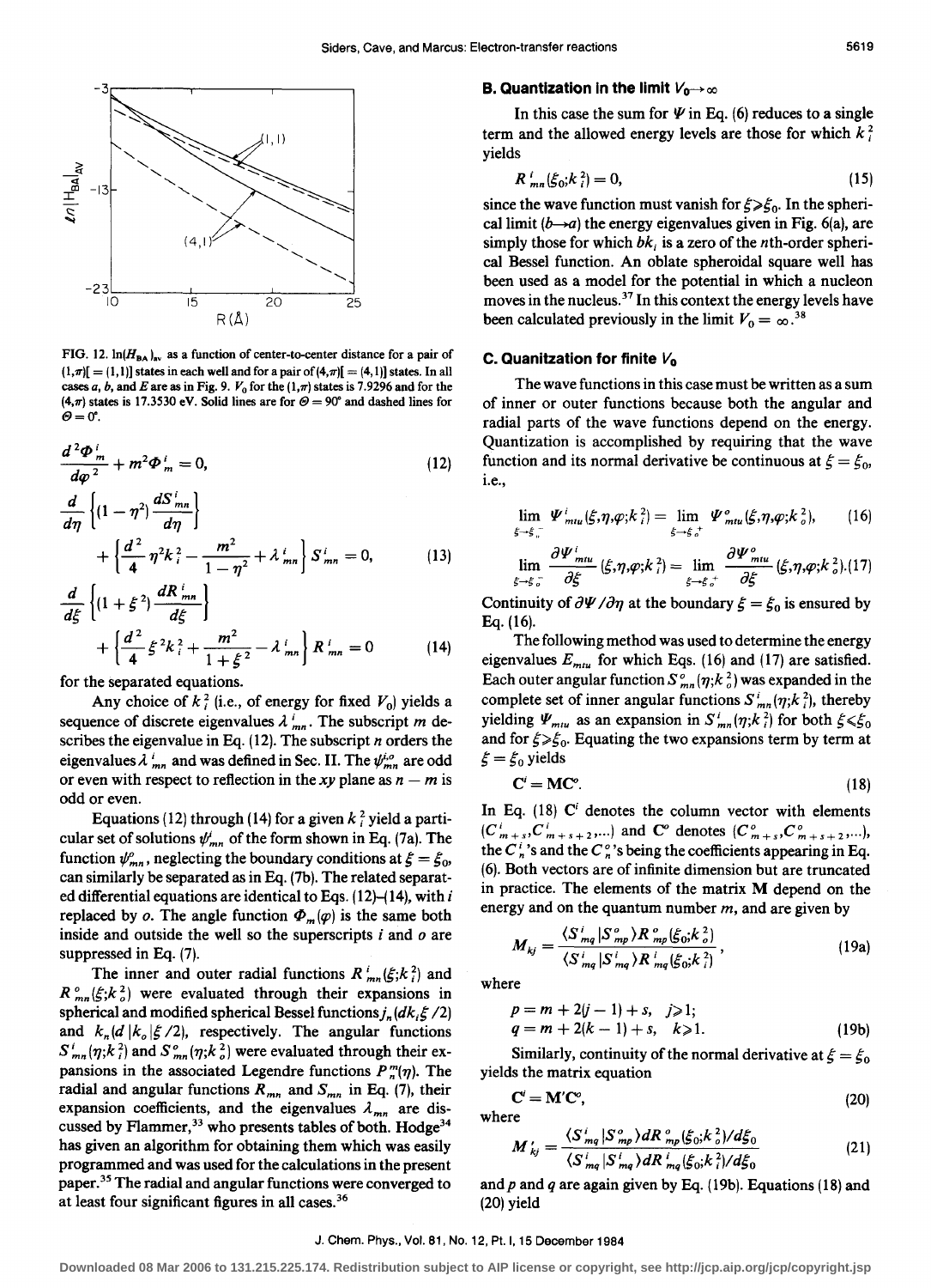FIG. 12. $\ln(H_{BA})_{av}$ as a function of center-to-center distance for a pair of $(1,\pi)[=(1,1)]$ states in each well and for a pair of $(4,\pi)[=(4,1)]$ states. In all cases $a$, $b$, and $E$ are as in Fig. 9. $V_0$ for the $(1,\pi)$ states is 7.9296 and for the $(4,\pi)$ states is 17.3530 eV. Solid lines are for $\Theta = 90°$ and dashed lines for $\Theta = 0°$.

$$\frac{d^2\Phi^i_m}{d\varphi^2} + m^2\Phi^i_m = 0, \tag{12}$$

$$\frac{d}{d\eta}\left\{(1-\eta^2)\frac{dS^i_{mn}}{d\eta}\right\} + \left\{\frac{d^2}{4}\eta^2k_i^2 - \frac{m^2}{1-\eta^2} + \lambda^i_{mn}\right\}S^i_{mn} = 0, \tag{13}$$

$$\frac{d}{d\xi}\left\{(1+\xi^2)\frac{dR^i_{mn}}{d\xi}\right\} + \left\{\frac{d^2}{4}\xi^2k_i^2 + \frac{m^2}{1+\xi^2} - \lambda^i_{mn}\right\}R^i_{mn} = 0 \tag{14}$$

for the separated equations.

Any choice of $k_i^2$ (i.e., of energy for fixed $V_0$) yields a sequence of discrete eigenvalues $\lambda^i_{mn}$. The subscript $m$ describes the eigenvalue in Eq. (12). The subscript $n$ orders the eigenvalues $\lambda^i_{mn}$ and was defined in Sec. II. The $\psi^{i,o}_{mn}$ are odd or even with respect to reflection in the $xy$ plane as $n - m$ is odd or even.

Equations (12) through (14) for a given $k_i^2$ yield a particular set of solutions $\psi^i_{mn}$ of the form shown in Eq. (7a). The function $\psi^o_{mn}$, neglecting the boundary conditions at $\xi = \xi_0$, can similarly be separated as in Eq. (7b). The related separated differential equations are identical to Eqs. (12)–(14), with $i$ replaced by $o$. The angle function $\Phi_m(\varphi)$ is the same both inside and outside the well so the superscripts $i$ and $o$ are suppressed in Eq. (7).

The inner and outer radial functions $R^i_{mn}(\xi;k_i^2)$ and $R^o_{mn}(\xi;k_o^2)$ were evaluated through their expansions in spherical and modified spherical Bessel functions $j_n(dk_i\xi/2)$ and $k_n(d|k_o|\xi/2)$, respectively. The angular functions $S^i_{mn}(\eta;k_i^2)$ and $S^o_{mn}(\eta;k_o^2)$ were evaluated through their expansions in the associated Legendre functions $P^m_n(\eta)$. The radial and angular functions $R_{mn}$ and $S_{mn}$ in Eq. (7), their expansion coefficients, and the eigenvalues $\lambda_{mn}$ are discussed by Flammer,[33] who presents tables of both. Hodge[34] has given an algorithm for obtaining them which was easily programmed and was used for the calculations in the present paper.[35] The radial and angular functions were converged to at least four significant figures in all cases.[36]

### B. Quantization in the limit $V_0 \to \infty$

In this case the sum for $\Psi$ in Eq. (6) reduces to a single term and the allowed energy levels are those for which $k_i^2$ yields

$$R^i_{mn}(\xi_0;k_i^2) = 0, \tag{15}$$

since the wave function must vanish for $\xi \geqslant \xi_0$. In the spherical limit ($b \to a$) the energy eigenvalues given in Fig. 6(a), are simply those for which $bk_i$ is a zero of the $n$th-order spherical Bessel function. An oblate spheroidal square well has been used as a model for the potential in which a nucleon moves in the nucleus.[37] In this context the energy levels have been calculated previously in the limit $V_0 = \infty$.[38]

### C. Quanitzation for finite $V_0$

The wave functions in this case must be written as a sum of inner or outer functions because both the angular and radial parts of the wave functions depend on the energy. Quantization is accomplished by requiring that the wave function and its normal derivative be continuous at $\xi = \xi_0$, i.e.,

$$\lim_{\xi \to \xi_0^-} \Psi^i_{mtu}(\xi,\eta,\varphi;k_i^2) = \lim_{\xi \to \xi_0^+} \Psi^o_{mtu}(\xi,\eta,\varphi;k_o^2), \tag{16}$$

$$\lim_{\xi \to \xi_0^-} \frac{\partial \Psi^i_{mtu}}{\partial \xi}(\xi,\eta,\varphi;k_i^2) = \lim_{\xi \to \xi_0^+} \frac{\partial \Psi^o_{mtu}}{\partial \xi}(\xi,\eta,\varphi;k_o^2). \tag{17}$$

Continuity of $\partial\Psi/\partial\eta$ at the boundary $\xi = \xi_0$ is ensured by Eq. (16).

The following method was used to determine the energy eigenvalues $E_{mtu}$ for which Eqs. (16) and (17) are satisfied. Each outer angular function $S^o_{mn}(\eta;k_o^2)$ was expanded in the complete set of inner angular functions $S^i_{mn}(\eta;k_i^2)$, thereby yielding $\Psi_{mtu}$ as an expansion in $S^i_{mn}(\eta;k_i^2)$ for both $\xi < \xi_0$ and for $\xi \geqslant \xi_0$. Equating the two expansions term by term at $\xi = \xi_0$ yields

$$\mathbf{C}^i = \mathbf{M}\mathbf{C}^o. \tag{18}$$

In Eq. (18) $\mathbf{C}^i$ denotes the column vector with elements $(C^i_{m+s}, C^i_{m+s+2},\ldots)$ and $\mathbf{C}^o$ denotes $(C^o_{m+s}, C^o_{m+s+2},\ldots)$, the $C^i_n$'s and the $C^o_n$'s being the coefficients appearing in Eq. (6). Both vectors are of infinite dimension but are truncated in practice. The elements of the matrix $\mathbf{M}$ depend on the energy and on the quantum number $m$, and are given by

$$M_{kj} = \frac{\langle S^i_{mq}|S^o_{mp}\rangle R^o_{mp}(\xi_0;k_o^2)}{\langle S^i_{mq}|S^i_{mq}\rangle R^i_{mq}(\xi_0;k_i^2)}, \tag{19a}$$

where

$$p = m + 2(j-1) + s, \quad j \geqslant 1;$$
$$q = m + 2(k-1) + s, \quad k \geqslant 1. \tag{19b}$$

Similarly, continuity of the normal derivative at $\xi = \xi_0$ yields the matrix equation

$$\mathbf{C}^i = \mathbf{M}'\mathbf{C}^o, \tag{20}$$

where

$$M'_{kj} = \frac{\langle S^i_{mq}|S^o_{mp}\rangle dR^o_{mp}(\xi_0;k_o^2)/d\xi_0}{\langle S^i_{mq}|S^i_{mq}\rangle dR^i_{mq}(\xi_0;k_i^2)/d\xi_0} \tag{21}$$

and $p$ and $q$ are again given by Eq. (19b). Equations (18) and (20) yield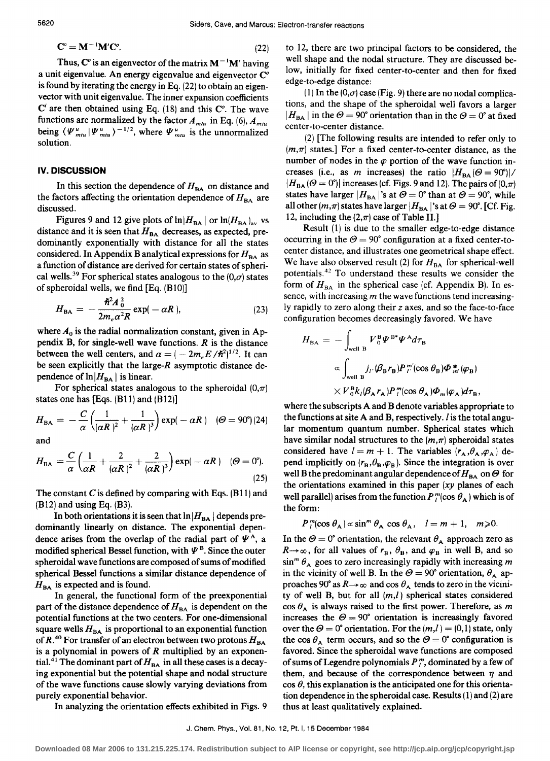$$\mathbf{C}^o = \mathbf{M}^{-1}\mathbf{M}'\mathbf{C}^o. \tag{22}$$

Thus, $\mathbf{C}^o$ is an eigenvector of the matrix $\mathbf{M}^{-1}\mathbf{M}'$ having a unit eigenvalue. An energy eigenvalue and eigenvector $\mathbf{C}^o$ is found by iterating the energy in Eq. (22) to obtain an eigenvector with unit eigenvalue. The inner expansion coefficients $\mathbf{C}^i$ are then obtained using Eq. (18) and this $\mathbf{C}^o$. The wave functions are normalized by the factor $A_{mtu}$ in Eq. (6), $A_{mtu}$ being $\langle \Psi^u_{mtu} | \Psi^u_{mtu} \rangle^{-1/2}$, where $\Psi^u_{mtu}$ is the unnormalized solution.

## IV. DISCUSSION

In this section the dependence of $H_{\rm BA}$ on distance and the factors affecting the orientation dependence of $H_{\rm BA}$ are discussed.

Figures 9 and 12 give plots of $\ln|H_{\rm BA}|$ or $\ln(H_{\rm BA})_{\rm av}$ vs distance and it is seen that $H_{\rm BA}$ decreases, as expected, predominantly exponentially with distance for all the states considered. In Appendix B analytical expressions for $H_{\rm BA}$ as a function of distance are derived for certain states of spherical wells.[39] For spherical states analogous to the $(0,\sigma)$ states of spheroidal wells, we find [Eq. (B10)]

$$H_{\rm BA} = -\frac{\hbar^2 A_0^2}{2m_e \alpha^2 R}\exp(-\alpha R), \tag{23}$$

where $A_0$ is the radial normalization constant, given in Appendix B, for single-well wave functions. $R$ is the distance between the well centers, and $\alpha = (-2m_e E/\hbar^2)^{1/2}$. It can be seen explicitly that the large-$R$ asymptotic distance dependence of $\ln|H_{\rm BA}|$ is linear.

For spherical states analogous to the spheroidal $(0,\pi)$ states one has [Eqs. (B11) and (B12)]

$$H_{\rm BA} = -\frac{C}{\alpha}\left(\frac{1}{(\alpha R)^2} + \frac{1}{(\alpha R)^3}\right)\exp(-\alpha R) \quad (\Theta = 90^\circ) \tag{24}$$

and

$$H_{\rm BA} = \frac{C}{\alpha}\left(\frac{1}{\alpha R} + \frac{2}{(\alpha R)^2} + \frac{2}{(\alpha R)^3}\right)\exp(-\alpha R) \quad (\Theta = 0^\circ). \tag{25}$$

The constant $C$ is defined by comparing with Eqs. (B11) and (B12) and using Eq. (B3).

In both orientations it is seen that $\ln|H_{\rm BA}|$ depends predominantly linearly on distance. The exponential dependence arises from the overlap of the radial part of $\Psi^{\rm A}$, a modified spherical Bessel function, with $\Psi^{\rm B}$. Since the outer spheroidal wave functions are composed of sums of modified spherical Bessel functions a similar distance dependence of $H_{\rm BA}$ is expected and is found.

In general, the functional form of the preexponential part of the distance dependence of $H_{\rm BA}$ is dependent on the potential functions at the two centers. For one-dimensional square wells $H_{\rm BA}$ is proportional to an exponential function of $R$.[40] For transfer of an electron between two protons $H_{\rm BA}$ is a polynomial in powers of $R$ multiplied by an exponential.[41] The dominant part of $H_{\rm BA}$ in all these cases is a decaying exponential but the potential shape and nodal structure of the wave functions cause slowly varying deviations from purely exponential behavior.

In analyzing the orientation effects exhibited in Figs. 9 to 12, there are two principal factors to be considered, the well shape and the nodal structure. They are discussed below, initially for fixed center-to-center and then for fixed edge-to-edge distance:

(1) In the $(0,\sigma)$ case (Fig. 9) there are no nodal complications, and the shape of the spheroidal well favors a larger $|H_{\rm BA}|$ in the $\Theta = 90^\circ$ orientation than in the $\Theta = 0^\circ$ at fixed center-to-center distance.

(2) [The following results are intended to refer only to $(m,\pi)$ states.] For a fixed center-to-center distance, as the number of nodes in the $\varphi$ portion of the wave function increases (i.e., as $m$ increases) the ratio $|H_{\rm BA}(\Theta = 90^\circ)|/|H_{\rm BA}(\Theta = 0^\circ)|$ increases (cf. Figs. 9 and 12). The pairs of $(0,\pi)$ states have larger $|H_{\rm BA}|$'s at $\Theta = 0^\circ$ than at $\Theta = 90^\circ$, while all other $(m,\pi)$ states have larger $|H_{\rm BA}|$'s at $\Theta = 90^\circ$. [Cf. Fig. 12, including the $(2,\pi)$ case of Table II.]

Result (1) is due to the smaller edge-to-edge distance occurring in the $\Theta = 90^\circ$ configuration at a fixed center-to-center distance, and illustrates one geometrical shape effect. We have also observed result (2) for $H_{\rm BA}$ for spherical-well potentials.[42] To understand these results we consider the form of $H_{\rm BA}$ in the spherical case (cf. Appendix B). In essence, with increasing $m$ the wave functions tend increasingly rapidly to zero along their $z$ axes, and so the face-to-face configuration becomes decreasingly favored. We have

$$H_{\rm BA} = -\int_{\text{well B}} V_0^{\rm B}\Psi^{\rm B*}\Psi^{\rm A} d\tau_{\rm B}$$
$$\propto \int_{\text{well B}} j_{l'}(\beta_{\rm B} r_{\rm B}) P_{l'}^{m'}(\cos\theta_{\rm B})\Phi^*_{m'}(\varphi_{\rm B})$$
$$\times V_0^{\rm B} k_l(\beta_{\rm A} r_{\rm A}) P_l^m(\cos\theta_{\rm A})\Phi_m(\varphi_{\rm A}) d\tau_{\rm B},$$

where the subscripts A and B denote variables appropriate to the functions at site A and B, respectively. $l$ is the total angular momentum quantum number. Spherical states which have similar nodal structures to the $(m,\pi)$ spheroidal states considered have $l = m+1$. The variables $(r_{\rm A}, \theta_{\rm A}, \varphi_{\rm A})$ depend implicitly on $(r_{\rm B}, \theta_{\rm B}, \varphi_{\rm B})$. Since the integration is over well B the predominant angular dependence of $H_{\rm BA}$ on $\Theta$ for the orientations examined in this paper ($xy$ planes of each well parallel) arises from the function $P_l^m(\cos\theta_{\rm A})$ which is of the form:

$$P_l^m(\cos\theta_{\rm A}) \propto \sin^m\theta_{\rm A}\cos\theta_{\rm A}, \quad l = m+1, \quad m \geqslant 0.$$

In the $\Theta = 0^\circ$ orientation, the relevant $\theta_{\rm A}$ approach zero as $R \to \infty$, for all values of $r_{\rm B}$, $\theta_{\rm B}$, and $\varphi_{\rm B}$ in well B, and so $\sin^m\theta_{\rm A}$ goes to zero increasingly rapidly with increasing $m$ in the vicinity of well B. In the $\Theta = 90^\circ$ orientation, $\theta_{\rm A}$ approaches $90^\circ$ as $R \to \infty$ and $\cos\theta_{\rm A}$ tends to zero in the vicinity of well B, but for all $(m,l)$ spherical states considered $\cos\theta_{\rm A}$ is always raised to the first power. Therefore, as $m$ increases the $\Theta = 90^\circ$ orientation is increasingly favored over the $\Theta = 0^\circ$ orientation. For the $(m,l) = (0,1)$ state, only the $\cos\theta_{\rm A}$ term occurs, and so the $\Theta = 0^\circ$ configuration is favored. Since the spheroidal wave functions are composed of sums of Legendre polynomials $P_l^m$, dominated by a few of them, and because of the correspondence between $\eta$ and $\cos\theta$, this explanation is the anticipated one for this orientation dependence in the spheroidal case. Results (1) and (2) are thus at least qualitatively explained.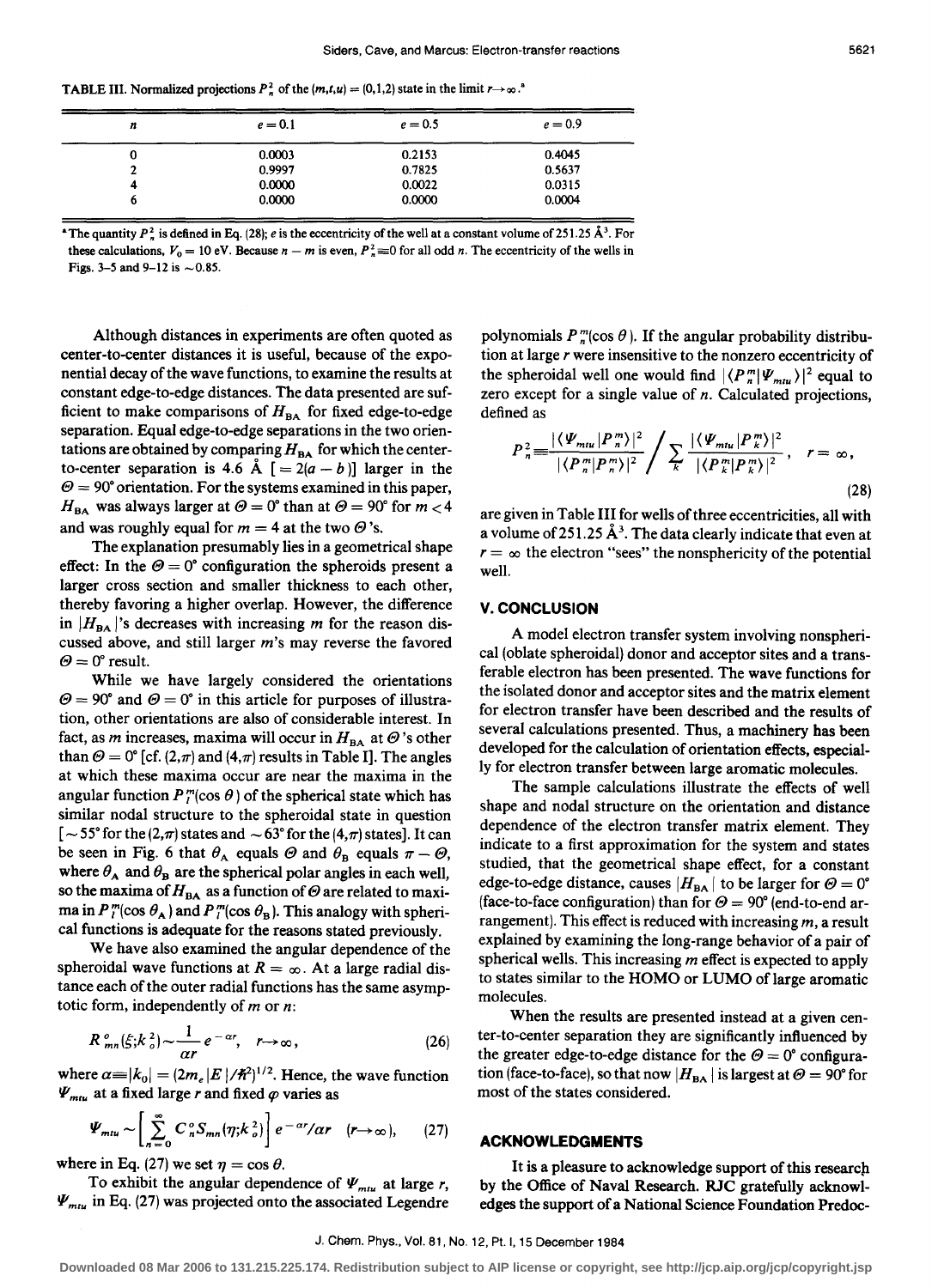TABLE III. Normalized projections $P_n^2$ of the $(m,t,u) = (0,1,2)$ state in the limit $r \to \infty$.[a]

| $n$ | $e = 0.1$ | $e = 0.5$ | $e = 0.9$ |
|---|---|---|---|
| 0 | 0.0003 | 0.2153 | 0.4045 |
| 2 | 0.9997 | 0.7825 | 0.5637 |
| 4 | 0.0000 | 0.0022 | 0.0315 |
| 6 | 0.0000 | 0.0000 | 0.0004 |

[a] The quantity $P_n^2$ is defined in Eq. (28); $e$ is the eccentricity of the well at a constant volume of 251.25 Å$^3$. For these calculations, $V_0 = 10$ eV. Because $n - m$ is even, $P_n^2 \equiv 0$ for all odd $n$. The eccentricity of the wells in Figs. 3–5 and 9–12 is $\sim 0.85$.

Although distances in experiments are often quoted as center-to-center distances it is useful, because of the exponential decay of the wave functions, to examine the results at constant edge-to-edge distances. The data presented are sufficient to make comparisons of $H_{\rm BA}$ for fixed edge-to-edge separation. Equal edge-to-edge separations in the two orientations are obtained by comparing $H_{\rm BA}$ for which the center-to-center separation is 4.6 Å $[= 2(a - b)]$ larger in the $\Theta = 90°$ orientation. For the systems examined in this paper, $H_{\rm BA}$ was always larger at $\Theta = 0°$ than at $\Theta = 90°$ for $m < 4$ and was roughly equal for $m = 4$ at the two $\Theta$'s.

The explanation presumably lies in a geometrical shape effect: In the $\Theta = 0°$ configuration the spheroids present a larger cross section and smaller thickness to each other, thereby favoring a higher overlap. However, the difference in $|H_{\rm BA}|$'s decreases with increasing $m$ for the reason discussed above, and still larger $m$'s may reverse the favored $\Theta = 0°$ result.

While we have largely considered the orientations $\Theta = 90°$ and $\Theta = 0°$ in this article for purposes of illustration, other orientations are also of considerable interest. In fact, as $m$ increases, maxima will occur in $H_{\rm BA}$ at $\Theta$'s other than $\Theta = 0°$ [cf. $(2,\pi)$ and $(4,\pi)$ results in Table I]. The angles at which these maxima occur are near the maxima in the angular function $P_l^m(\cos\theta)$ of the spherical state which has similar nodal structure to the spheroidal state in question [$\sim 55°$ for the $(2,\pi)$ states and $\sim 63°$ for the $(4,\pi)$ states]. It can be seen in Fig. 6 that $\theta_{\rm A}$ equals $\Theta$ and $\theta_{\rm B}$ equals $\pi - \Theta$, where $\theta_{\rm A}$ and $\theta_{\rm B}$ are the spherical polar angles in each well, so the maxima of $H_{\rm BA}$ as a function of $\Theta$ are related to maxima in $P_l^m(\cos\theta_{\rm A})$ and $P_l^m(\cos\theta_{\rm B})$. This analogy with spherical functions is adequate for the reasons stated previously.

We have also examined the angular dependence of the spheroidal wave functions at $R = \infty$. At a large radial distance each of the outer radial functions has the same asymptotic form, independently of $m$ or $n$:

$$R_{mn}^{o}(\xi;k_o^2) \sim \frac{1}{\alpha r} e^{-\alpha r}, \quad r \to \infty, \tag{26}$$

where $\alpha \equiv |k_0| = (2m_e|E|/\hbar^2)^{1/2}$. Hence, the wave function $\Psi_{mtu}$ at a fixed large $r$ and fixed $\varphi$ varies as

$$\Psi_{mtu} \sim \left[\sum_{n=0}^{\infty} C_n^{o} S_{mn}(\eta;k_o^2)\right] e^{-\alpha r}/\alpha r \quad (r \to \infty), \tag{27}$$

where in Eq. (27) we set $\eta = \cos\theta$.

To exhibit the angular dependence of $\Psi_{mtu}$ at large $r$, $\Psi_{mtu}$ in Eq. (27) was projected onto the associated Legendre polynomials $P_n^m(\cos\theta)$. If the angular probability distribution at large $r$ were insensitive to the nonzero eccentricity of the spheroidal well one would find $|\langle P_n^m|\Psi_{mtu}\rangle|^2$ equal to zero except for a single value of $n$. Calculated projections, defined as

$$P_n^2 \equiv \frac{|\langle \Psi_{mtu}|P_n^m\rangle|^2}{|\langle P_n^m|P_n^m\rangle|^2} \bigg/ \sum_k \frac{|\langle \Psi_{mtu}|P_k^m\rangle|^2}{|\langle P_k^m|P_k^m\rangle|^2}, \quad r = \infty, \tag{28}$$

are given in Table III for wells of three eccentricities, all with a volume of 251.25 Å$^3$. The data clearly indicate that even at $r = \infty$ the electron "sees" the nonsphericity of the potential well.

## V. CONCLUSION

A model electron transfer system involving nonspherical (oblate spheroidal) donor and acceptor sites and a transferable electron has been presented. The wave functions for the isolated donor and acceptor sites and the matrix element for electron transfer have been described and the results of several calculations presented. Thus, a machinery has been developed for the calculation of orientation effects, especially for electron transfer between large aromatic molecules.

The sample calculations illustrate the effects of well shape and nodal structure on the orientation and distance dependence of the electron transfer matrix element. They indicate to a first approximation for the system and states studied, that the geometrical shape effect, for a constant edge-to-edge distance, causes $|H_{\rm BA}|$ to be larger for $\Theta = 0°$ (face-to-face configuration) than for $\Theta = 90°$ (end-to-end arrangement). This effect is reduced with increasing $m$, a result explained by examining the long-range behavior of a pair of spherical wells. This increasing $m$ effect is expected to apply to states similar to the HOMO or LUMO of large aromatic molecules.

When the results are presented instead at a given center-to-center separation they are significantly influenced by the greater edge-to-edge distance for the $\Theta = 0°$ configuration (face-to-face), so that now $|H_{\rm BA}|$ is largest at $\Theta = 90°$ for most of the states considered.

## ACKNOWLEDGMENTS

It is a pleasure to acknowledge support of this research by the Office of Naval Research. RJC gratefully acknowledges the support of a National Science Foundation Predoc-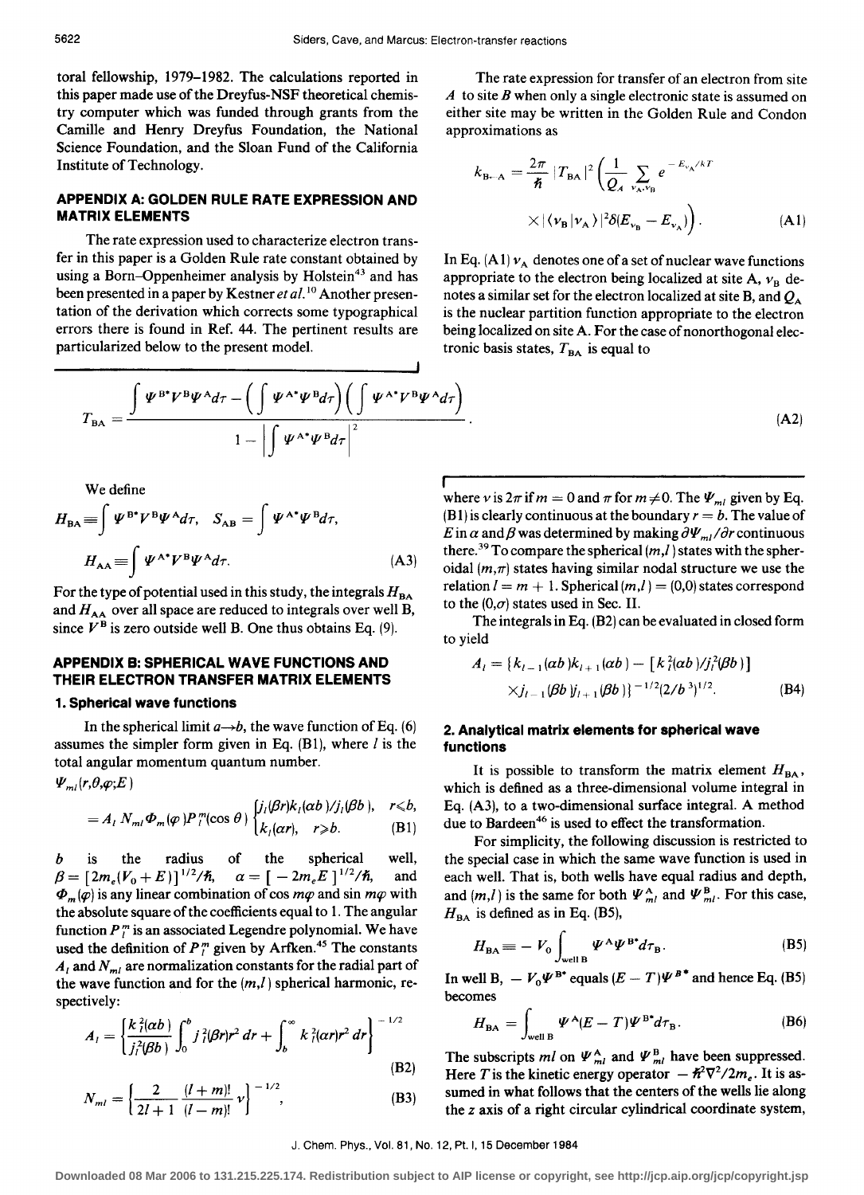toral fellowship, 1979–1982. The calculations reported in this paper made use of the Dreyfus-NSF theoretical chemistry computer which was funded through grants from the Camille and Henry Dreyfus Foundation, the National Science Foundation, and the Sloan Fund of the California Institute of Technology.

## APPENDIX A: GOLDEN RULE RATE EXPRESSION AND MATRIX ELEMENTS

The rate expression used to characterize electron transfer in this paper is a Golden Rule rate constant obtained by using a Born–Oppenheimer analysis by Holstein[43] and has been presented in a paper by Kestner *et al.*[10] Another presentation of the derivation which corrects some typographical errors there is found in Ref. 44. The pertinent results are particularized below to the present model.

The rate expression for transfer of an electron from site $A$ to site $B$ when only a single electronic state is assumed on either site may be written in the Golden Rule and Condon approximations as

$$k_{\mathrm{B}\leftarrow\mathrm{A}} = \frac{2\pi}{\hbar}|T_{\mathrm{BA}}|^2\left(\frac{1}{Q_A}\sum_{\nu_\mathrm{A},\nu_\mathrm{B}} e^{-E_{\nu_\mathrm{A}}/kT} \times |\langle \nu_\mathrm{B}|\nu_\mathrm{A}\rangle|^2 \delta(E_{\nu_\mathrm{B}} - E_{\nu_\mathrm{A}})\right). \tag{A1}$$

In Eq. (A1) $\nu_\mathrm{A}$ denotes one of a set of nuclear wave functions appropriate to the electron being localized at site A, $\nu_\mathrm{B}$ denotes a similar set for the electron localized at site B, and $Q_\mathrm{A}$ is the nuclear partition function appropriate to the electron being localized on site A. For the case of nonorthogonal electronic basis states, $T_{\mathrm{BA}}$ is equal to

$$T_{\mathrm{BA}} = \frac{\int \Psi^{\mathrm{B}*}V^{\mathrm{B}}\Psi^{\mathrm{A}}d\tau - \left(\int \Psi^{\mathrm{A}*}\Psi^{\mathrm{B}}d\tau\right)\left(\int \Psi^{\mathrm{A}*}V^{\mathrm{B}}\Psi^{\mathrm{A}}d\tau\right)}{1 - \left|\int \Psi^{\mathrm{A}*}\Psi^{\mathrm{B}}d\tau\right|^2}. \tag{A2}$$

We define

$$H_{\mathrm{BA}} \equiv \int \Psi^{\mathrm{B}*}V^{\mathrm{B}}\Psi^{\mathrm{A}}d\tau, \quad S_{\mathrm{AB}} = \int \Psi^{\mathrm{A}*}\Psi^{\mathrm{B}}d\tau,$$
$$H_{\mathrm{AA}} \equiv \int \Psi^{\mathrm{A}*}V^{\mathrm{B}}\Psi^{\mathrm{A}}d\tau. \tag{A3}$$

For the type of potential used in this study, the integrals $H_{\mathrm{BA}}$ and $H_{\mathrm{AA}}$ over all space are reduced to integrals over well B, since $V^{\mathrm{B}}$ is zero outside well B. One thus obtains Eq. (9).

## APPENDIX B: SPHERICAL WAVE FUNCTIONS AND THEIR ELECTRON TRANSFER MATRIX ELEMENTS

### 1. Spherical wave functions

In the spherical limit $a \to b$, the wave function of Eq. (6) assumes the simpler form given in Eq. (B1), where $l$ is the total angular momentum quantum number.

$$\Psi_{ml}(r,\theta,\varphi;E) = A_l N_{ml}\Phi_m(\varphi)P_l^m(\cos\theta)\begin{cases} j_l(\beta r)k_l(\alpha b)/j_l(\beta b), & r \leqslant b, \\ k_l(\alpha r), & r \geqslant b. \end{cases} \tag{B1}$$

$b$ is the radius of the spherical well, $\beta = [2m_e(V_0 + E)]^{1/2}/\hbar$, $\alpha = [-2m_e E]^{1/2}/\hbar$, and $\Phi_m(\varphi)$ is any linear combination of $\cos m\varphi$ and $\sin m\varphi$ with the absolute square of the coefficients equal to 1. The angular function $P_l^m$ is an associated Legendre polynomial. We have used the definition of $P_l^m$ given by Arfken.[45] The constants $A_l$ and $N_{ml}$ are normalization constants for the radial part of the wave function and for the $(m,l)$ spherical harmonic, respectively:

$$A_l = \left\{\frac{k_l^2(\alpha b)}{j_l^2(\beta b)}\int_0^b j_l^2(\beta r)r^2\,dr + \int_b^\infty k_l^2(\alpha r)r^2\,dr\right\}^{-1/2} \tag{B2}$$

$$N_{ml} = \left\{\frac{2}{2l+1}\frac{(l+m)!}{(l-m)!}\nu\right\}^{-1/2}, \tag{B3}$$

where $\nu$ is $2\pi$ if $m = 0$ and $\pi$ for $m \neq 0$. The $\Psi_{ml}$ given by Eq. (B1) is clearly continuous at the boundary $r = b$. The value of $E$ in $\alpha$ and $\beta$ was determined by making $\partial\Psi_{ml}/\partial r$ continuous there.[39] To compare the spherical $(m,l)$ states with the spheroidal $(m,\pi)$ states having similar nodal structure we use the relation $l = m + 1$. Spherical $(m,l) = (0,0)$ states correspond to the $(0,\sigma)$ states used in Sec. II.

The integrals in Eq. (B2) can be evaluated in closed form to yield

$$A_l = \{k_{l-1}(\alpha b)k_{l+1}(\alpha b) - [k_l^2(\alpha b)/j_l^2(\beta b)] \times j_{l-1}(\beta b)j_{l+1}(\beta b)\}^{-1/2}(2/b^3)^{1/2}. \tag{B4}$$

### 2. Analytical matrix elements for spherical wave functions

It is possible to transform the matrix element $H_{\mathrm{BA}}$, which is defined as a three-dimensional volume integral in Eq. (A3), to a two-dimensional surface integral. A method due to Bardeen[46] is used to effect the transformation.

For simplicity, the following discussion is restricted to the special case in which the same wave function is used in each well. That is, both wells have equal radius and depth, and $(m,l)$ is the same for both $\Psi_{ml}^{\mathrm{A}}$ and $\Psi_{ml}^{\mathrm{B}}$. For this case, $H_{\mathrm{BA}}$ is defined as in Eq. (B5),

$$H_{\mathrm{BA}} \equiv -V_0\int_{\text{well B}} \Psi^{\mathrm{A}}\Psi^{\mathrm{B}*}d\tau_{\mathrm{B}}. \tag{B5}$$

In well B, $-V_0\Psi^{\mathrm{B}*}$ equals $(E - T)\Psi^{\mathrm{B}*}$ and hence Eq. (B5) becomes

$$H_{\mathrm{BA}} = \int_{\text{well B}} \Psi^{\mathrm{A}}(E - T)\Psi^{\mathrm{B}*}d\tau_{\mathrm{B}}. \tag{B6}$$

The subscripts $ml$ on $\Psi_{ml}^{\mathrm{A}}$ and $\Psi_{ml}^{\mathrm{B}}$ have been suppressed. Here $T$ is the kinetic energy operator $-\hbar^2\nabla^2/2m_e$. It is assumed in what follows that the centers of the wells lie along the $z$ axis of a right circular cylindrical coordinate system,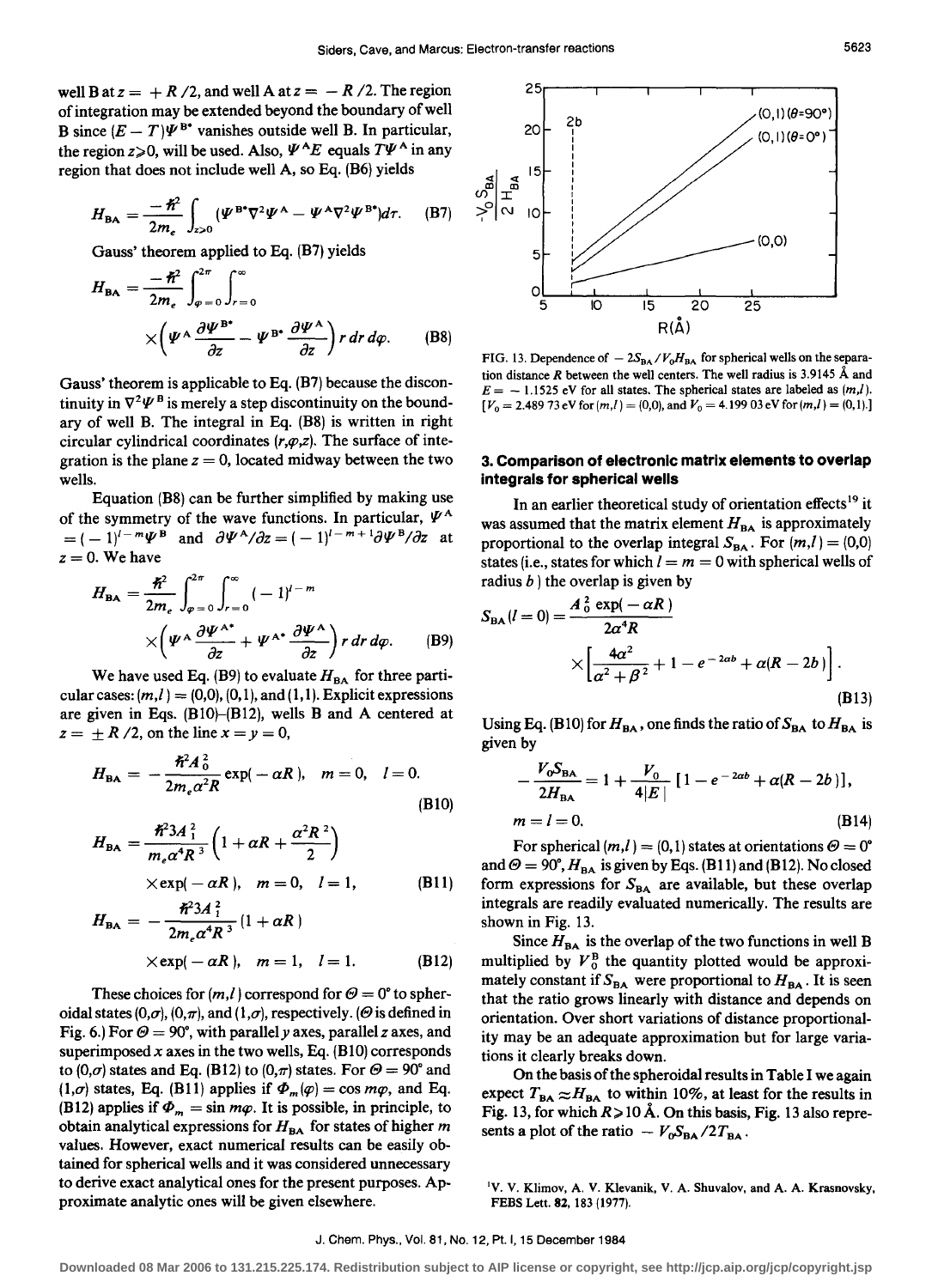well B at $z = +R/2$, and well A at $z = -R/2$. The region of integration may be extended beyond the boundary of well B since $(E-T)\Psi^{B*}$ vanishes outside well B. In particular, the region $z \geq 0$, will be used. Also, $\Psi^A E$ equals $T\Psi^A$ in any region that does not include well A, so Eq. (B6) yields

$$H_{BA} = \frac{-\hbar^2}{2m_e} \int_{z>0} (\Psi^{B*}\nabla^2\Psi^A - \Psi^A\nabla^2\Psi^{B*}) d\tau. \quad \text{(B7)}$$

Gauss' theorem applied to Eq. (B7) yields

$$H_{BA} = \frac{-\hbar^2}{2m_e} \int_{\varphi=0}^{2\pi} \int_{r=0}^{\infty} \times \left( \Psi^A \frac{\partial \Psi^{B*}}{\partial z} - \Psi^{B*} \frac{\partial \Psi^A}{\partial z} \right) r\, dr\, d\varphi. \quad \text{(B8)}$$

Gauss' theorem is applicable to Eq. (B7) because the discontinuity in $\nabla^2\Psi^B$ is merely a step discontinuity on the boundary of well B. The integral in Eq. (B8) is written in right circular cylindrical coordinates $(r,\varphi,z)$. The surface of integration is the plane $z = 0$, located midway between the two wells.

Equation (B8) can be further simplified by making use of the symmetry of the wave functions. In particular, $\Psi^A = (-1)^{l-m}\Psi^B$ and $\partial\Psi^A/\partial z = (-1)^{l-m+1}\partial\Psi^B/\partial z$ at $z = 0$. We have

$$H_{BA} = \frac{\hbar^2}{2m_e} \int_{\varphi=0}^{2\pi} \int_{r=0}^{\infty} (-1)^{l-m} \times \left( \Psi^A \frac{\partial \Psi^{A*}}{\partial z} + \Psi^{A*} \frac{\partial \Psi^A}{\partial z} \right) r\, dr\, d\varphi. \quad \text{(B9)}$$

We have used Eq. (B9) to evaluate $H_{BA}$ for three particular cases: $(m,l) = (0,0)$, $(0,1)$, and $(1,1)$. Explicit expressions are given in Eqs. (B10)–(B12), wells B and A centered at $z = \pm R/2$, on the line $x = y = 0$,

$$H_{BA} = -\frac{\hbar^2 A_0^2}{2m_e\alpha^2 R} \exp(-\alpha R), \quad m = 0, \quad l = 0. \quad \text{(B10)}$$

$$H_{BA} = \frac{\hbar^2 3A_1^2}{m_e\alpha^4 R^3} \left(1 + \alpha R + \frac{\alpha^2 R^2}{2}\right) \times \exp(-\alpha R), \quad m = 0, \quad l = 1, \quad \text{(B11)}$$

$$H_{BA} = -\frac{\hbar^2 3A_1^2}{2m_e\alpha^4 R^3} (1 + \alpha R) \times \exp(-\alpha R), \quad m = 1, \quad l = 1. \quad \text{(B12)}$$

These choices for $(m,l)$ correspond for $\Theta = 0°$ to spheroidal states $(0,\sigma)$, $(0,\pi)$, and $(1,\sigma)$, respectively. ($\Theta$ is defined in Fig. 6.) For $\Theta = 90°$, with parallel $y$ axes, parallel $z$ axes, and superimposed $x$ axes in the two wells, Eq. (B10) corresponds to $(0,\sigma)$ states and Eq. (B12) to $(0,\pi)$ states. For $\Theta = 90°$ and $(1,\sigma)$ states, Eq. (B11) applies if $\Phi_m(\varphi) = \cos m\varphi$, and Eq. (B12) applies if $\Phi_m = \sin m\varphi$. It is possible, in principle, to obtain analytical expressions for $H_{BA}$ for states of higher $m$ values. However, exact numerical results can be easily obtained for spherical wells and it was considered unnecessary to derive exact analytical ones for the present purposes. Approximate analytic ones will be given elsewhere.

FIG. 13. Dependence of $-2S_{BA}/V_0 H_{BA}$ for spherical wells on the separation distance $R$ between the well centers. The well radius is 3.9145 Å and $E = -1.1525$ eV for all states. The spherical states are labeled as $(m,l)$. [$V_0 = 2.48973$ eV for $(m,l) = (0,0)$, and $V_0 = 4.19903$ eV for $(m,l) = (0,1)$.]

### 3. Comparison of electronic matrix elements to overlap integrals for spherical wells

In an earlier theoretical study of orientation effects[19] it was assumed that the matrix element $H_{BA}$ is approximately proportional to the overlap integral $S_{BA}$. For $(m,l) = (0,0)$ states (i.e., states for which $l = m = 0$ with spherical wells of radius $b$) the overlap is given by

$$S_{BA}(l=0) = \frac{A_0^2 \exp(-\alpha R)}{2\alpha^4 R} \times \left[ \frac{4\alpha^2}{\alpha^2 + \beta^2} + 1 - e^{-2\alpha b} + \alpha(R - 2b) \right]. \quad \text{(B13)}$$

Using Eq. (B10) for $H_{BA}$, one finds the ratio of $S_{BA}$ to $H_{BA}$ is given by

$$-\frac{V_0 S_{BA}}{2H_{BA}} = 1 + \frac{V_0}{4|E|} [1 - e^{-2\alpha b} + \alpha(R - 2b)], \quad m = l = 0. \quad \text{(B14)}$$

For spherical $(m,l) = (0,1)$ states at orientations $\Theta = 0°$ and $\Theta = 90°$, $H_{BA}$ is given by Eqs. (B11) and (B12). No closed form expressions for $S_{BA}$ are available, but these overlap integrals are readily evaluated numerically. The results are shown in Fig. 13.

Since $H_{BA}$ is the overlap of the two functions in well B multiplied by $V_0^B$ the quantity plotted would be approximately constant if $S_{BA}$ were proportional to $H_{BA}$. It is seen that the ratio grows linearly with distance and depends on orientation. Over short variations of distance proportionality may be an adequate approximation but for large variations it clearly breaks down.

On the basis of the spheroidal results in Table I we again expect $T_{BA} \approx H_{BA}$ to within 10%, at least for the results in Fig. 13, for which $R \geq 10$ Å. On this basis, Fig. 13 also represents a plot of the ratio $-V_0 S_{BA}/2T_{BA}$.

[1] V. V. Klimov, A. V. Klevanik, V. A. Shuvalov, and A. A. Krasnovsky, FEBS Lett. **82**, 183 (1977).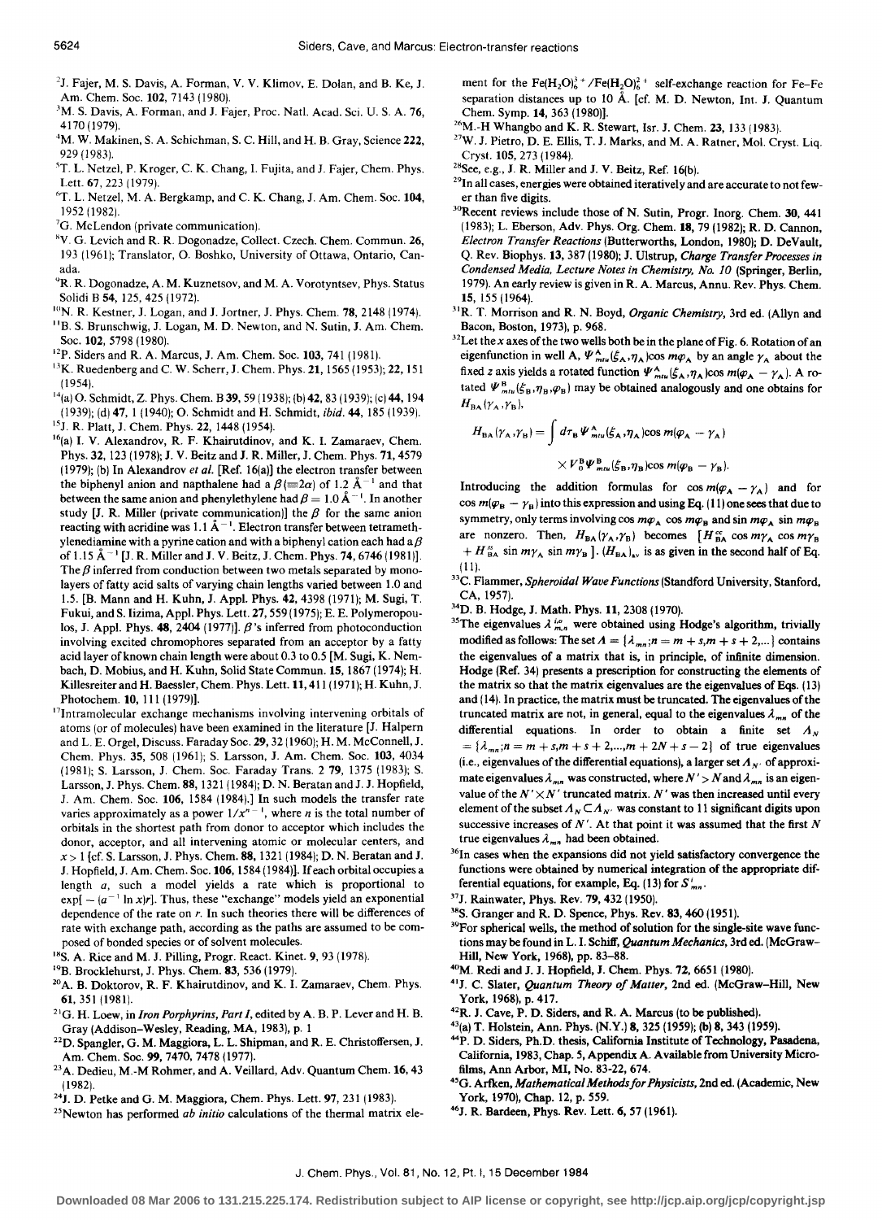[2] J. Fajer, M. S. Davis, A. Forman, V. V. Klimov, E. Dolan, and B. Ke, J. Am. Chem. Soc. 102, 7143 (1980).

[3] M. S. Davis, A. Forman, and J. Fajer, Proc. Natl. Acad. Sci. U. S. A. 76, 4170 (1979).

[4] M. W. Makinen, S. A. Schichman, S. C. Hill, and H. B. Gray, Science 222, 929 (1983).

[5] T. L. Netzel, P. Kroger, C. K. Chang, I. Fujita, and J. Fajer, Chem. Phys. Lett. 67, 223 (1979).

[6] T. L. Netzel, M. A. Bergkamp, and C. K. Chang, J. Am. Chem. Soc. 104, (1982).

[7] G. McLendon (private communication).

[8] V. G. Levich and R. R. Dogonadze, Collect. Czech. Chem. Commun. 26, 193 (1961); Translator, O. Boshko, University of Ottawa, Ontario, Canada.

[9] R. R. Dogonadze, A. M. Kuznetsov, and M. A. Vorotyntsev, Phys. Status Solidi B 54, 125, 425 (1972).

[10] N. R. Kestner, J. Logan, and J. Jortner, J. Phys. Chem. 78, 2148 (1974).

[11] B. S. Brunschwig, J. Logan, M. D. Newton, and N. Sutin, J. Am. Chem. Soc. 102, 5798 (1980).

[12] P. Siders and R. A. Marcus, J. Am. Chem. Soc. 103, 741 (1981).

[13] K. Ruedenberg and C. W. Scherr, J. Chem. Phys. 21, 1565 (1953); 22, 151 (1954).

[14] (a) O. Schmidt, Z. Phys. Chem. B 39, 59 (1938); (b) 42, 83 (1939); (c) 44, 194 (1939); (d) 47, 1 (1940); O. Schmidt and H. Schmidt, *ibid.* 44, 185 (1939).

[15] J. R. Platt, J. Chem. Phys. 22, 1448 (1954).

[16] (a) I. V. Alexandrov, R. F. Khairutdinov, and K. I. Zamaraev, Chem. Phys. 32, 123 (1978); J. V. Beitz and J. R. Miller, J. Chem. Phys. 71, 4579 (1979); (b) In Alexandrov *et al.* [Ref. 16(a)] the electron transfer between the biphenyl anion and napthalene had a $\beta (\equiv 2\alpha)$ of 1.2 Å$^{-1}$ and that between the same anion and phenylethylene had $\beta = 1.0$ Å$^{-1}$. In another study [J. R. Miller (private communication)] the $\beta$ for the same anion reacting with acridine was 1.1 Å$^{-1}$. Electron transfer between tetramethylenediamine with a pyrine cation and with a biphenyl cation each had a $\beta$ of 1.15 Å$^{-1}$ [J. R. Miller and J. V. Beitz, J. Chem. Phys. 74, 6746 (1981)]. The $\beta$ inferred from conduction between two metals separated by monolayers of fatty acid salts of varying chain lengths varied between 1.0 and 1.5. [B. Mann and H. Kuhn, J. Appl. Phys. 42, 4398 (1971); M. Sugi, T. Fukui, and S. Iizima, Appl. Phys. Lett. 27, 559 (1975); E. E. Polymeropoulos, J. Appl. Phys. 48, 2404 (1977)]. $\beta$'s inferred from photoconduction involving excited chromophores separated from an acceptor by a fatty acid layer of known chain length were about 0.3 to 0.5 [M. Sugi, K. Nembach, D. Mobius, and H. Kuhn, Solid State Commun. 15, 1867 (1974); H. Killesreiter and H. Baessler, Chem. Phys. Lett. 11, 411 (1971); H. Kuhn, J. Photochem. 10, 111 (1979)].

[17] Intramolecular exchange mechanisms involving intervening orbitals of atoms (or of molecules) have been examined in the literature [J. Halpern and L. E. Orgel, Discuss. Faraday Soc. 29, 32 (1960); H. M. McConnell, J. Chem. Phys. 35, 508 (1961); S. Larsson, J. Am. Chem. Soc. 103, 4034 (1981); S. Larsson, J. Chem. Soc. Faraday Trans. 2 79, 1375 (1983); S. Larsson, J. Phys. Chem. 88, 1321 (1984); D. N. Beratan and J. J. Hopfield, J. Am. Chem. Soc. 106, 1584 (1984).] In such models the transfer rate varies approximately as a power $1/x^{n-1}$, where $n$ is the total number of orbitals in the shortest path from donor to acceptor which includes the donor, acceptor, and all intervening atomic or molecular centers, and $x > 1$ [cf. S. Larsson, J. Phys. Chem. 88, 1321 (1984); D. N. Beratan and J. J. Hopfield, J. Am. Chem. Soc. 106, 1584 (1984)]. If each orbital occupies a length $a$, such a model yields a rate which is proportional to $\exp[-(a^{-1} \ln x)r]$. Thus, these "exchange" models yield an exponential dependence of the rate on $r$. In such theories there will be differences of rate with exchange path, according as the paths are assumed to be composed of bonded species or of solvent molecules.

[18] S. A. Rice and M. J. Pilling, Progr. React. Kinet. 9, 93 (1978).

[19] B. Brocklehurst, J. Phys. Chem. 83, 536 (1979).

[20] A. B. Doktorov, R. F. Khairutdinov, and K. I. Zamaraev, Chem. Phys. 61, 351 (1981).

[21] G. H. Loew, in *Iron Porphyrins, Part I*, edited by A. B. P. Lever and H. B. Gray (Addison-Wesley, Reading, MA, 1983), p. 1

[22] D. Spangler, G. M. Maggiora, L. L. Shipman, and R. E. Christoffersen, J. Am. Chem. Soc. 99, 7470, 7478 (1977).

[23] A. Dedieu, M.-M Rohmer, and A. Veillard, Adv. Quantum Chem. 16, 43 (1982).

[24] J. D. Petke and G. M. Maggiora, Chem. Phys. Lett. 97, 231 (1983).

[25] Newton has performed *ab initio* calculations of the thermal matrix element for the $Fe(H_2O)_6^{3+}/Fe(H_2O)_6^{2+}$ self-exchange reaction for Fe–Fe separation distances up to 10 Å. [cf. M. D. Newton, Int. J. Quantum Chem. Symp. 14, 363 (1980)].

[26] M.-H Whangbo and K. R. Stewart, Isr. J. Chem. 23, 133 (1983).

[27] W. J. Pietro, D. E. Ellis, T. J. Marks, and M. A. Ratner, Mol. Cryst. Liq. Cryst. 105, 273 (1984).

[28] See, e.g., J. R. Miller and J. V. Beitz, Ref. 16(b).

[29] In all cases, energies were obtained iteratively and are accurate to not fewer than five digits.

[30] Recent reviews include those of N. Sutin, Progr. Inorg. Chem. 30, 441 (1983); L. Eberson, Adv. Phys. Org. Chem. 18, 79 (1982); R. D. Cannon, *Electron Transfer Reactions* (Butterworths, London, 1980); D. DeVault, Q. Rev. Biophys. 13, 387 (1980); J. Ulstrup, *Charge Transfer Processes in Condensed Media, Lecture Notes in Chemistry, No. 10* (Springer, Berlin, 1979). An early review is given in R. A. Marcus, Annu. Rev. Phys. Chem. 15, 155 (1964).

[31] R. T. Morrison and R. N. Boyd, *Organic Chemistry*, 3rd ed. (Allyn and Bacon, Boston, 1973), p. 968.

[32] Let the $x$ axes of the two wells both be in the plane of Fig. 6. Rotation of an eigenfunction in well A, $\Psi^{A}_{mtu}(\xi_A, \eta_A)\cos m\varphi_A$ by an angle $\gamma_A$ about the fixed $z$ axis yields a rotated function $\Psi^{A}_{mtu}(\xi_A, \eta_A)\cos m(\varphi_A - \gamma_A)$. A rotated $\Psi^{B}_{mtu}(\xi_B, \eta_B, \varphi_B)$ may be obtained analogously and one obtains for $H_{BA}(\gamma_A, \gamma_B)$,

$$H_{BA}(\gamma_A, \gamma_B) = \int d\tau_B \, \Psi^{A}_{mtu}(\xi_A, \eta_A)\cos m(\varphi_A - \gamma_A) \times V_0^B \Psi^{B}_{mtu}(\xi_B, \eta_B)\cos m(\varphi_B - \gamma_B).$$

Introducing the addition formulas for $\cos m(\varphi_A - \gamma_A)$ and for $\cos m(\varphi_B - \gamma_B)$ into this expression and using Eq. (11) one sees that due to symmetry, only terms involving $\cos m\varphi_A \cos m\varphi_B$ and $\sin m\varphi_A \sin m\varphi_B$ are nonzero. Then, $H_{BA}(\gamma_A, \gamma_B)$ becomes $[H^{cc}_{BA} \cos m\gamma_A \cos m\gamma_B + H^{ss}_{BA} \sin m\gamma_A \sin m\gamma_B]$. $(H_{BA})_{av}$ is as given in the second half of Eq. (11).

[33] C. Flammer, *Spheroidal Wave Functions* (Standford University, Stanford, CA, 1957).

[34] D. B. Hodge, J. Math. Phys. 11, 2308 (1970).

[35] The eigenvalues $\lambda^{e,o}_{m,n}$ were obtained using Hodge's algorithm, trivially modified as follows: The set $\Lambda = \{\lambda_{mn}; n = m + s, m + s + 2, ...\}$ contains the eigenvalues of a matrix that is, in principle, of infinite dimension. Hodge (Ref. 34) presents a prescription for constructing the elements of the matrix so that the matrix eigenvalues are the eigenvalues of Eqs. (13) and (14). In practice, the matrix must be truncated. The eigenvalues of the truncated matrix are not, in general, equal to the eigenvalues $\lambda_{mn}$ of the differential equations. In order to obtain a finite set $\Lambda_N = \{\lambda_{mn}; n = m + s, m + s + 2, ..., m + 2N + s - 2\}$ of true eigenvalues (i.e., eigenvalues of the differential equations), a larger set $\Lambda_{N'}$ of approximate eigenvalues $\lambda_{mn}$ was constructed, where $N' > N$ and $\lambda_{mn}$ is an eigenvalue of the $N' \times N'$ truncated matrix. $N'$ was then increased until every element of the subset $\Lambda_N \subset \Lambda_{N'}$ was constant to 11 significant digits upon successive increases of $N'$. At that point it was assumed that the first $N$ true eigenvalues $\lambda_{mn}$ had been obtained.

[36] In cases when the expansions did not yield satisfactory convergence the functions were obtained by numerical integration of the appropriate differential equations, for example, Eq. (13) for $S'_{mn}$.

[37] J. Rainwater, Phys. Rev. 79, 432 (1950).

[38] S. Granger and R. D. Spence, Phys. Rev. 83, 460 (1951).

[39] For spherical wells, the method of solution for the single-site wave functions may be found in L. I. Schiff, *Quantum Mechanics*, 3rd ed. (McGraw-Hill, New York, 1968), pp. 83–88.

[40] M. Redi and J. J. Hopfield, J. Chem. Phys. 72, 6651 (1980).

[41] J. C. Slater, *Quantum Theory of Matter*, 2nd ed. (McGraw-Hill, New York, 1968), p. 417.

[42] R. J. Cave, P. D. Siders, and R. A. Marcus (to be published).

[43] (a) T. Holstein, Ann. Phys. (N.Y.) 8, 325 (1959); (b) 8, 343 (1959).

[44] P. D. Siders, Ph.D. thesis, California Institute of Technology, Pasadena, California, 1983, Chap. 5, Appendix A. Available from University Microfilms, Ann Arbor, MI, No. 83-22, 674.

[45] G. Arfken, *Mathematical Methods for Physicists*, 2nd ed. (Academic, New York, 1970), Chap. 12, p. 559.

[46] J. R. Bardeen, Phys. Rev. Lett. 6, 57 (1961).